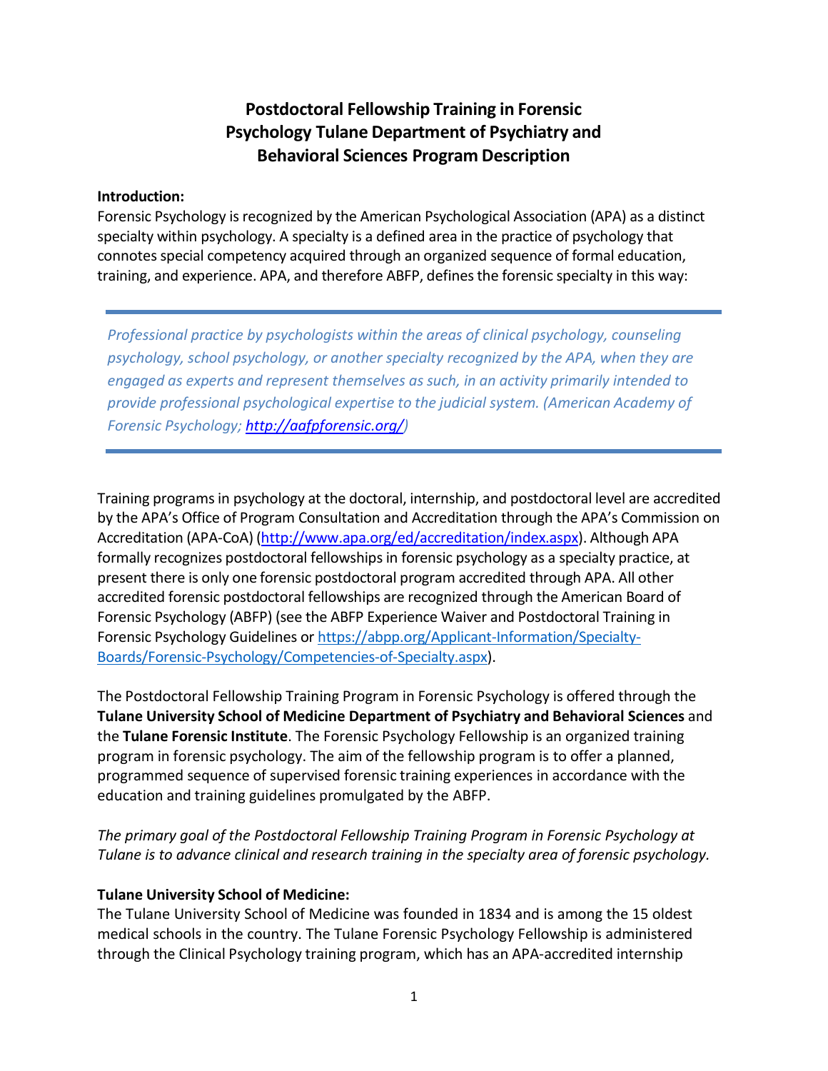# Postdoctoral Fellowship Training in Forensic Psychology Tulane Department of Psychiatry and Behavioral Sciences Program Description

**Introduction:**

Forensic Psychology is recognized by the American Psychological Association (APA) as a distinct specialty within psychology. A specialty is a defined area in the practice of psychology that connotes special competency acquired through an organized sequence of formal education, training, and experience. APA, and therefore ABFP, defines the forensic specialty in this way:

> *Professional practice by psychologists within the areas of clinical psychology, counseling psychology, school psychology, or another specialty recognized by the APA, when they are engaged as experts and represent themselves as such, in an activity primarily intended to provide professional psychological expertise to the judicial system. (American Academy of Forensic Psychology; [http://aafpforensic.org/](http://aafpforensic.org/))*

Training programs in psychology at the doctoral, internship, and postdoctoral level are accredited by the APA's Office of Program Consultation and Accreditation through the APA's Commission on Accreditation (APA-CoA) ([http://www.apa.org/ed/accreditation/index.aspx](http://www.apa.org/ed/accreditation/index.aspx)). Although APA formally recognizes postdoctoral fellowships in forensic psychology as a specialty practice, at present there is only one forensic postdoctoral program accredited through APA. All other accredited forensic postdoctoral fellowships are recognized through the American Board of Forensic Psychology (ABFP) (see the ABFP Experience Waiver and Postdoctoral Training in Forensic Psychology Guidelines or [https://abpp.org/Applicant-Information/Specialty-Boards/Forensic-Psychology/Competencies-of-Specialty.aspx](https://abpp.org/Applicant-Information/Specialty-Boards/Forensic-Psychology/Competencies-of-Specialty.aspx)).

The Postdoctoral Fellowship Training Program in Forensic Psychology is offered through the **Tulane University School of Medicine Department of Psychiatry and Behavioral Sciences** and the **Tulane Forensic Institute**. The Forensic Psychology Fellowship is an organized training program in forensic psychology. The aim of the fellowship program is to offer a planned, programmed sequence of supervised forensic training experiences in accordance with the education and training guidelines promulgated by the ABFP.

*The primary goal of the Postdoctoral Fellowship Training Program in Forensic Psychology at Tulane is to advance clinical and research training in the specialty area of forensic psychology.*

**Tulane University School of Medicine:**

The Tulane University School of Medicine was founded in 1834 and is among the 15 oldest medical schools in the country. The Tulane Forensic Psychology Fellowship is administered through the Clinical Psychology training program, which has an APA-accredited internship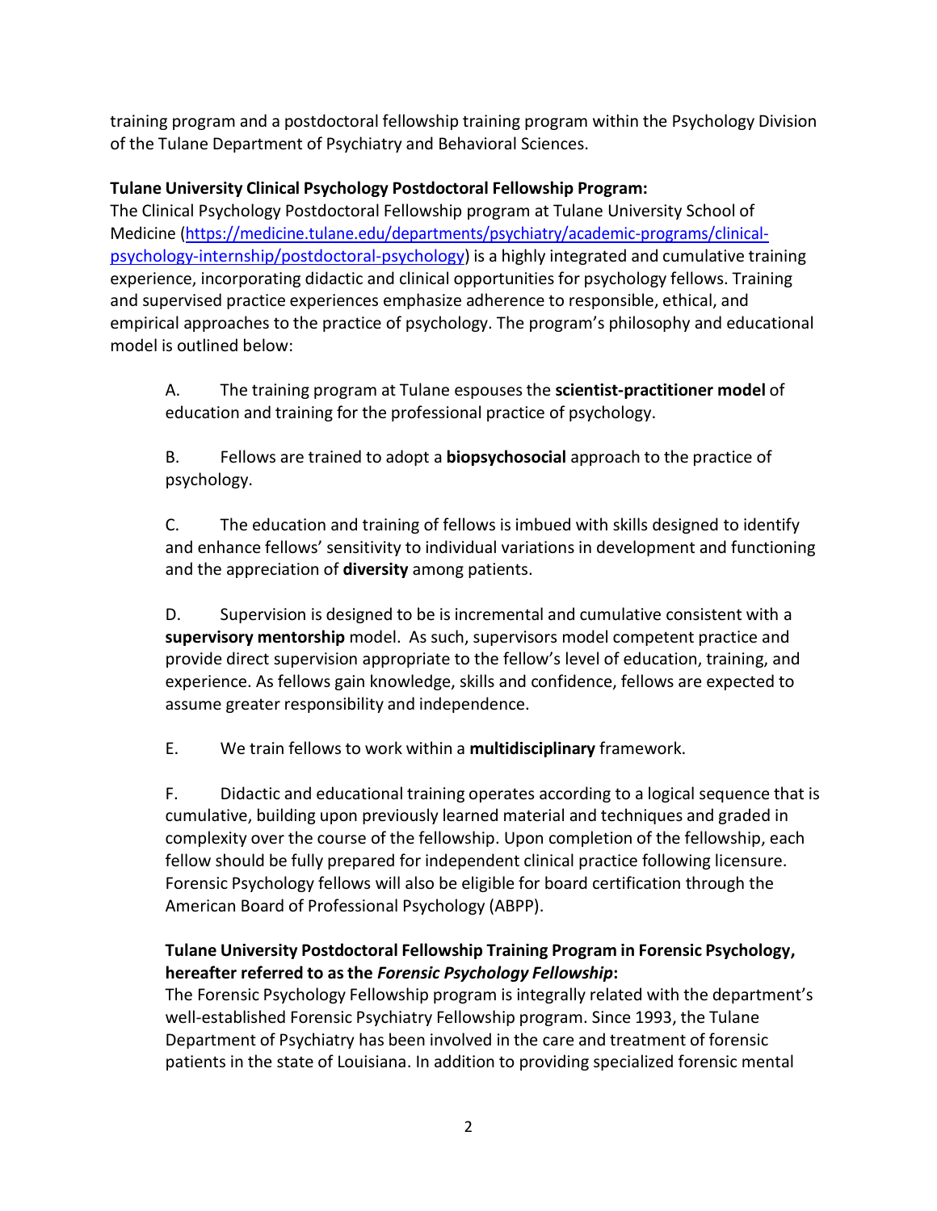training program and a postdoctoral fellowship training program within the Psychology Division of the Tulane Department of Psychiatry and Behavioral Sciences.

**Tulane University Clinical Psychology Postdoctoral Fellowship Program:**
The Clinical Psychology Postdoctoral Fellowship program at Tulane University School of Medicine (https://medicine.tulane.edu/departments/psychiatry/academic-programs/clinical-psychology-internship/postdoctoral-psychology) is a highly integrated and cumulative training experience, incorporating didactic and clinical opportunities for psychology fellows. Training and supervised practice experiences emphasize adherence to responsible, ethical, and empirical approaches to the practice of psychology. The program's philosophy and educational model is outlined below:

A. The training program at Tulane espouses the **scientist-practitioner model** of education and training for the professional practice of psychology.

B. Fellows are trained to adopt a **biopsychosocial** approach to the practice of psychology.

C. The education and training of fellows is imbued with skills designed to identify and enhance fellows' sensitivity to individual variations in development and functioning and the appreciation of **diversity** among patients.

D. Supervision is designed to be is incremental and cumulative consistent with a **supervisory mentorship** model. As such, supervisors model competent practice and provide direct supervision appropriate to the fellow's level of education, training, and experience. As fellows gain knowledge, skills and confidence, fellows are expected to assume greater responsibility and independence.

E. We train fellows to work within a **multidisciplinary** framework.

F. Didactic and educational training operates according to a logical sequence that is cumulative, building upon previously learned material and techniques and graded in complexity over the course of the fellowship. Upon completion of the fellowship, each fellow should be fully prepared for independent clinical practice following licensure. Forensic Psychology fellows will also be eligible for board certification through the American Board of Professional Psychology (ABPP).

**Tulane University Postdoctoral Fellowship Training Program in Forensic Psychology, hereafter referred to as the *Forensic Psychology Fellowship*:**
The Forensic Psychology Fellowship program is integrally related with the department's well-established Forensic Psychiatry Fellowship program. Since 1993, the Tulane Department of Psychiatry has been involved in the care and treatment of forensic patients in the state of Louisiana. In addition to providing specialized forensic mental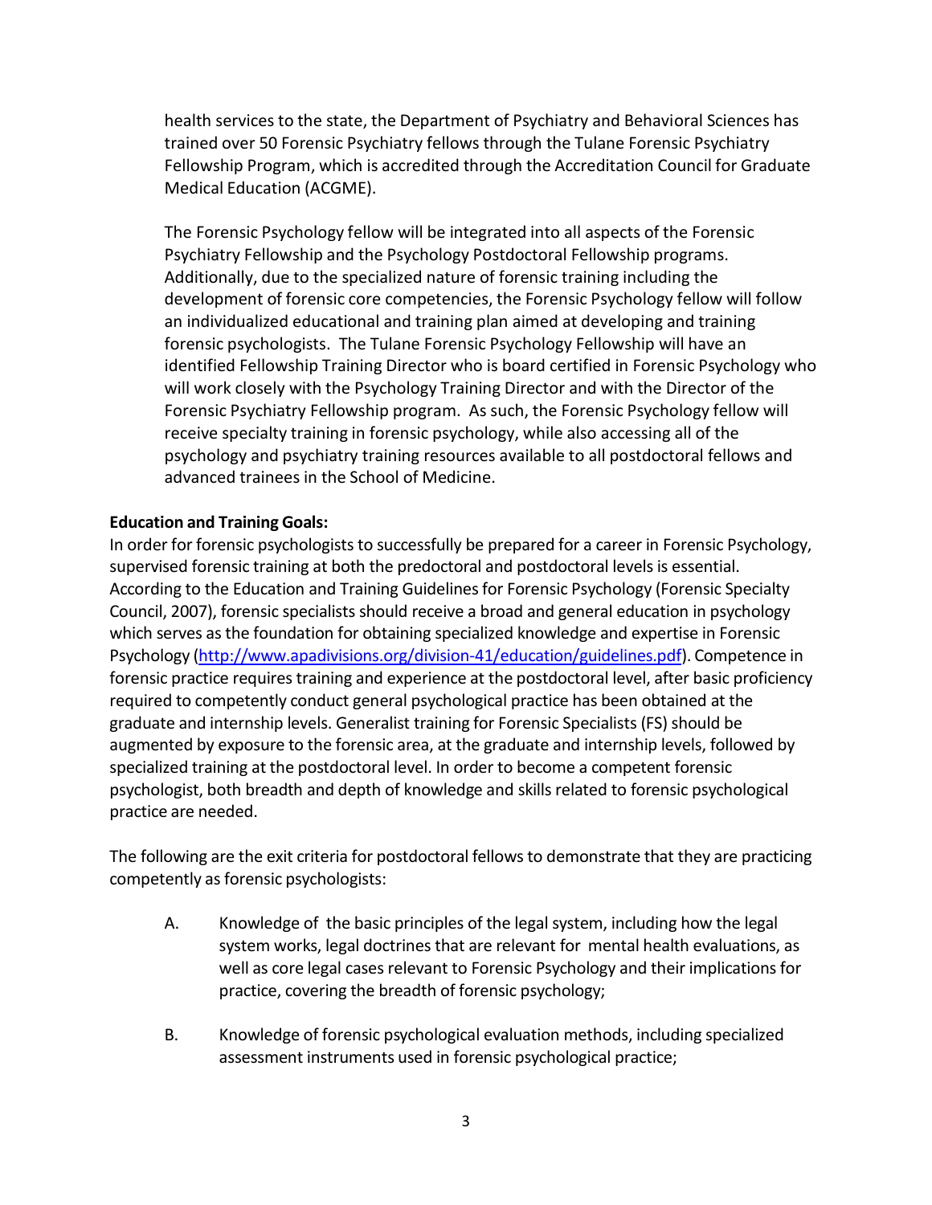health services to the state, the Department of Psychiatry and Behavioral Sciences has trained over 50 Forensic Psychiatry fellows through the Tulane Forensic Psychiatry Fellowship Program, which is accredited through the Accreditation Council for Graduate Medical Education (ACGME).

The Forensic Psychology fellow will be integrated into all aspects of the Forensic Psychiatry Fellowship and the Psychology Postdoctoral Fellowship programs. Additionally, due to the specialized nature of forensic training including the development of forensic core competencies, the Forensic Psychology fellow will follow an individualized educational and training plan aimed at developing and training forensic psychologists. The Tulane Forensic Psychology Fellowship will have an identified Fellowship Training Director who is board certified in Forensic Psychology who will work closely with the Psychology Training Director and with the Director of the Forensic Psychiatry Fellowship program. As such, the Forensic Psychology fellow will receive specialty training in forensic psychology, while also accessing all of the psychology and psychiatry training resources available to all postdoctoral fellows and advanced trainees in the School of Medicine.

**Education and Training Goals:**

In order for forensic psychologists to successfully be prepared for a career in Forensic Psychology, supervised forensic training at both the predoctoral and postdoctoral levels is essential. According to the Education and Training Guidelines for Forensic Psychology (Forensic Specialty Council, 2007), forensic specialists should receive a broad and general education in psychology which serves as the foundation for obtaining specialized knowledge and expertise in Forensic Psychology (http://www.apadivisions.org/division-41/education/guidelines.pdf). Competence in forensic practice requires training and experience at the postdoctoral level, after basic proficiency required to competently conduct general psychological practice has been obtained at the graduate and internship levels. Generalist training for Forensic Specialists (FS) should be augmented by exposure to the forensic area, at the graduate and internship levels, followed by specialized training at the postdoctoral level. In order to become a competent forensic psychologist, both breadth and depth of knowledge and skills related to forensic psychological practice are needed.

The following are the exit criteria for postdoctoral fellows to demonstrate that they are practicing competently as forensic psychologists:

A. Knowledge of the basic principles of the legal system, including how the legal system works, legal doctrines that are relevant for mental health evaluations, as well as core legal cases relevant to Forensic Psychology and their implications for practice, covering the breadth of forensic psychology;

B. Knowledge of forensic psychological evaluation methods, including specialized assessment instruments used in forensic psychological practice;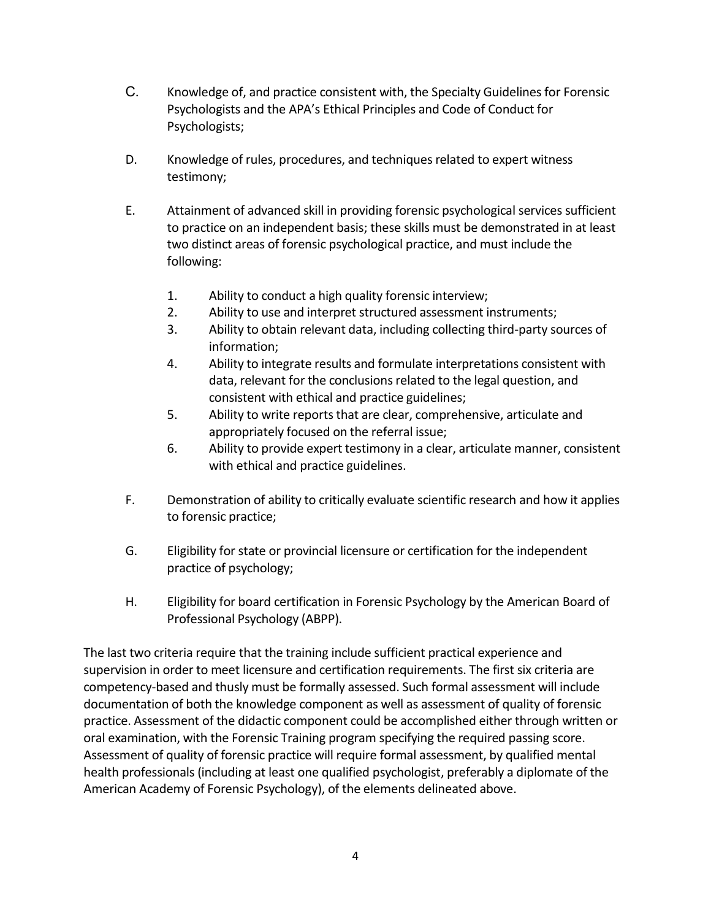C. Knowledge of, and practice consistent with, the Specialty Guidelines for Forensic Psychologists and the APA's Ethical Principles and Code of Conduct for Psychologists;

D. Knowledge of rules, procedures, and techniques related to expert witness testimony;

E. Attainment of advanced skill in providing forensic psychological services sufficient to practice on an independent basis; these skills must be demonstrated in at least two distinct areas of forensic psychological practice, and must include the following:

   1. Ability to conduct a high quality forensic interview;
   2. Ability to use and interpret structured assessment instruments;
   3. Ability to obtain relevant data, including collecting third-party sources of information;
   4. Ability to integrate results and formulate interpretations consistent with data, relevant for the conclusions related to the legal question, and consistent with ethical and practice guidelines;
   5. Ability to write reports that are clear, comprehensive, articulate and appropriately focused on the referral issue;
   6. Ability to provide expert testimony in a clear, articulate manner, consistent with ethical and practice guidelines.

F. Demonstration of ability to critically evaluate scientific research and how it applies to forensic practice;

G. Eligibility for state or provincial licensure or certification for the independent practice of psychology;

H. Eligibility for board certification in Forensic Psychology by the American Board of Professional Psychology (ABPP).

The last two criteria require that the training include sufficient practical experience and supervision in order to meet licensure and certification requirements. The first six criteria are competency-based and thusly must be formally assessed. Such formal assessment will include documentation of both the knowledge component as well as assessment of quality of forensic practice. Assessment of the didactic component could be accomplished either through written or oral examination, with the Forensic Training program specifying the required passing score. Assessment of quality of forensic practice will require formal assessment, by qualified mental health professionals (including at least one qualified psychologist, preferably a diplomate of the American Academy of Forensic Psychology), of the elements delineated above.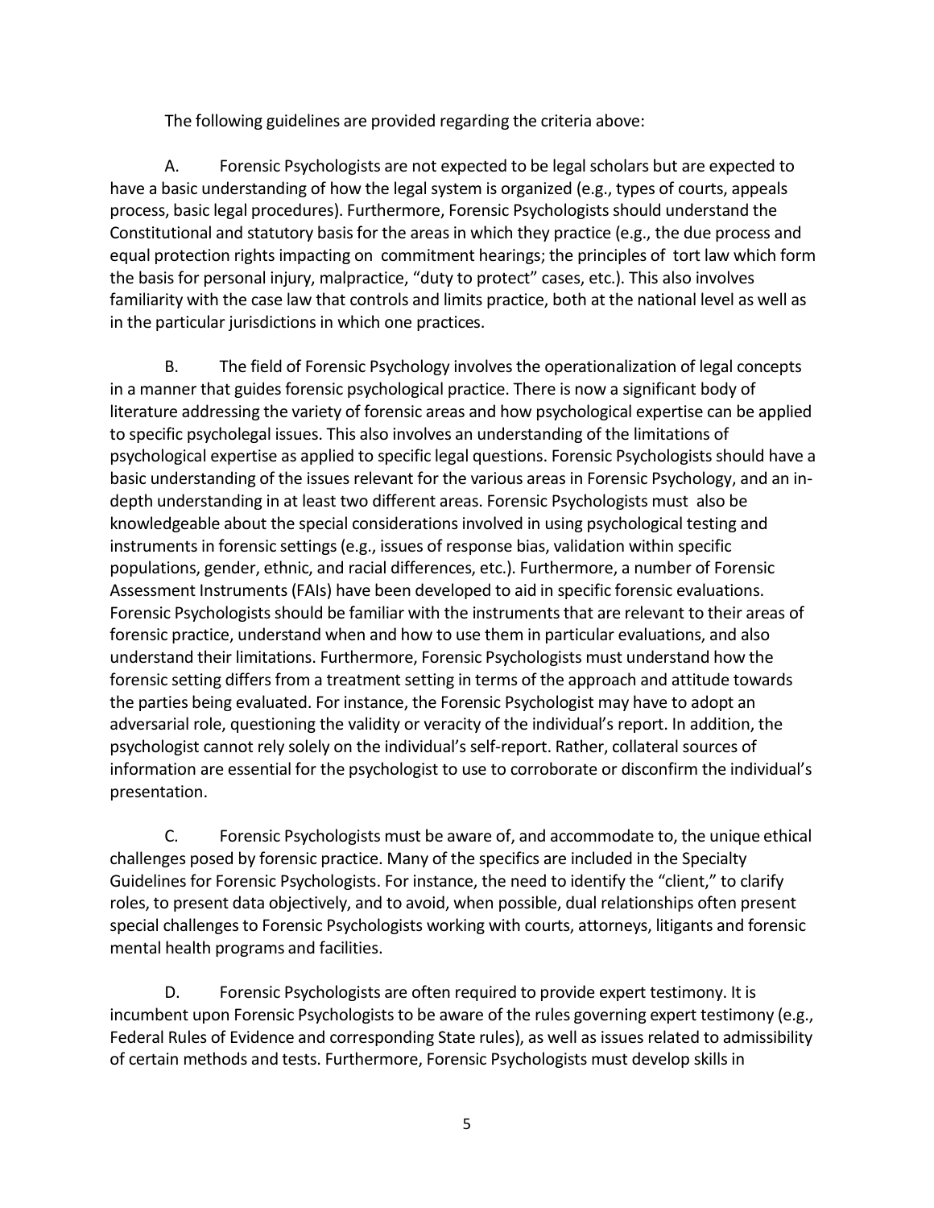The following guidelines are provided regarding the criteria above:

A. Forensic Psychologists are not expected to be legal scholars but are expected to have a basic understanding of how the legal system is organized (e.g., types of courts, appeals process, basic legal procedures). Furthermore, Forensic Psychologists should understand the Constitutional and statutory basis for the areas in which they practice (e.g., the due process and equal protection rights impacting on commitment hearings; the principles of tort law which form the basis for personal injury, malpractice, "duty to protect" cases, etc.). This also involves familiarity with the case law that controls and limits practice, both at the national level as well as in the particular jurisdictions in which one practices.

B. The field of Forensic Psychology involves the operationalization of legal concepts in a manner that guides forensic psychological practice. There is now a significant body of literature addressing the variety of forensic areas and how psychological expertise can be applied to specific psycholegal issues. This also involves an understanding of the limitations of psychological expertise as applied to specific legal questions. Forensic Psychologists should have a basic understanding of the issues relevant for the various areas in Forensic Psychology, and an in-depth understanding in at least two different areas. Forensic Psychologists must also be knowledgeable about the special considerations involved in using psychological testing and instruments in forensic settings (e.g., issues of response bias, validation within specific populations, gender, ethnic, and racial differences, etc.). Furthermore, a number of Forensic Assessment Instruments (FAIs) have been developed to aid in specific forensic evaluations. Forensic Psychologists should be familiar with the instruments that are relevant to their areas of forensic practice, understand when and how to use them in particular evaluations, and also understand their limitations. Furthermore, Forensic Psychologists must understand how the forensic setting differs from a treatment setting in terms of the approach and attitude towards the parties being evaluated. For instance, the Forensic Psychologist may have to adopt an adversarial role, questioning the validity or veracity of the individual's report. In addition, the psychologist cannot rely solely on the individual's self-report. Rather, collateral sources of information are essential for the psychologist to use to corroborate or disconfirm the individual's presentation.

C. Forensic Psychologists must be aware of, and accommodate to, the unique ethical challenges posed by forensic practice. Many of the specifics are included in the Specialty Guidelines for Forensic Psychologists. For instance, the need to identify the "client," to clarify roles, to present data objectively, and to avoid, when possible, dual relationships often present special challenges to Forensic Psychologists working with courts, attorneys, litigants and forensic mental health programs and facilities.

D. Forensic Psychologists are often required to provide expert testimony. It is incumbent upon Forensic Psychologists to be aware of the rules governing expert testimony (e.g., Federal Rules of Evidence and corresponding State rules), as well as issues related to admissibility of certain methods and tests. Furthermore, Forensic Psychologists must develop skills in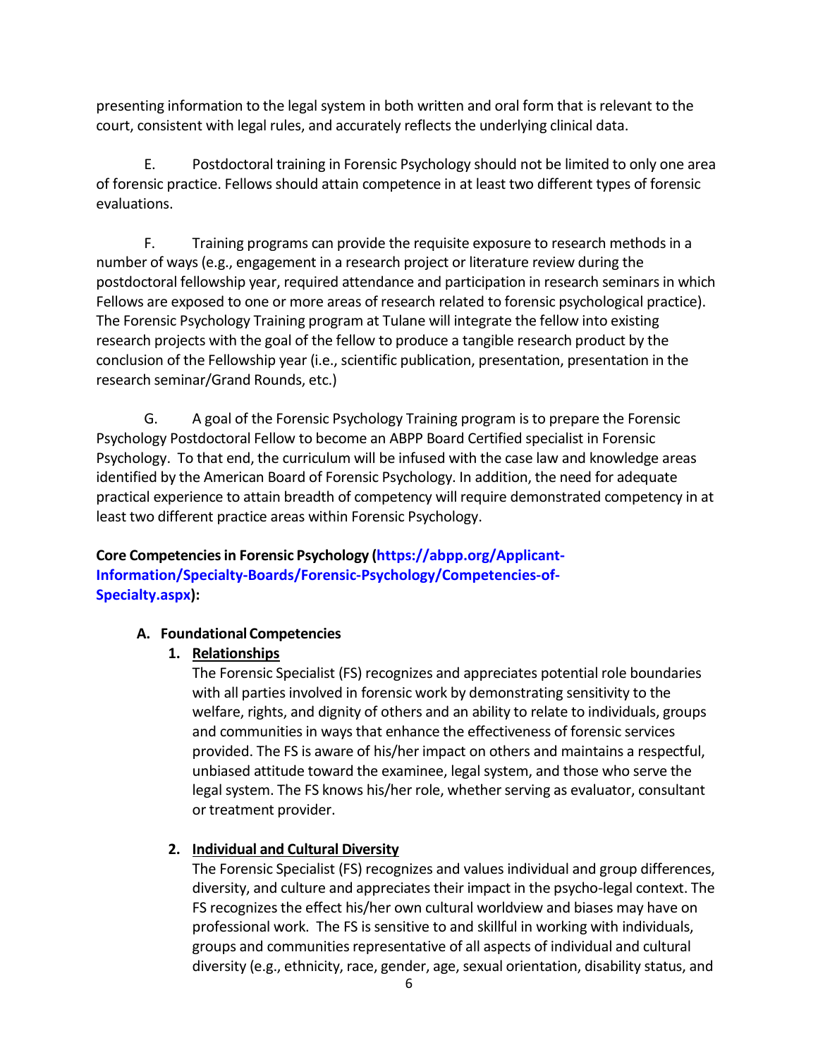presenting information to the legal system in both written and oral form that is relevant to the court, consistent with legal rules, and accurately reflects the underlying clinical data.

E. Postdoctoral training in Forensic Psychology should not be limited to only one area of forensic practice. Fellows should attain competence in at least two different types of forensic evaluations.

F. Training programs can provide the requisite exposure to research methods in a number of ways (e.g., engagement in a research project or literature review during the postdoctoral fellowship year, required attendance and participation in research seminars in which Fellows are exposed to one or more areas of research related to forensic psychological practice). The Forensic Psychology Training program at Tulane will integrate the fellow into existing research projects with the goal of the fellow to produce a tangible research product by the conclusion of the Fellowship year (i.e., scientific publication, presentation, presentation in the research seminar/Grand Rounds, etc.)

G. A goal of the Forensic Psychology Training program is to prepare the Forensic Psychology Postdoctoral Fellow to become an ABPP Board Certified specialist in Forensic Psychology. To that end, the curriculum will be infused with the case law and knowledge areas identified by the American Board of Forensic Psychology. In addition, the need for adequate practical experience to attain breadth of competency will require demonstrated competency in at least two different practice areas within Forensic Psychology.

**Core Competencies in Forensic Psychology ([https://abpp.org/Applicant-Information/Specialty-Boards/Forensic-Psychology/Competencies-of-Specialty.aspx](https://abpp.org/Applicant-Information/Specialty-Boards/Forensic-Psychology/Competencies-of-Specialty.aspx)):**

**A. Foundational Competencies**

1. **Relationships**

   The Forensic Specialist (FS) recognizes and appreciates potential role boundaries with all parties involved in forensic work by demonstrating sensitivity to the welfare, rights, and dignity of others and an ability to relate to individuals, groups and communities in ways that enhance the effectiveness of forensic services provided. The FS is aware of his/her impact on others and maintains a respectful, unbiased attitude toward the examinee, legal system, and those who serve the legal system. The FS knows his/her role, whether serving as evaluator, consultant or treatment provider.

2. **Individual and Cultural Diversity**

   The Forensic Specialist (FS) recognizes and values individual and group differences, diversity, and culture and appreciates their impact in the psycho-legal context. The FS recognizes the effect his/her own cultural worldview and biases may have on professional work. The FS is sensitive to and skillful in working with individuals, groups and communities representative of all aspects of individual and cultural diversity (e.g., ethnicity, race, gender, age, sexual orientation, disability status, and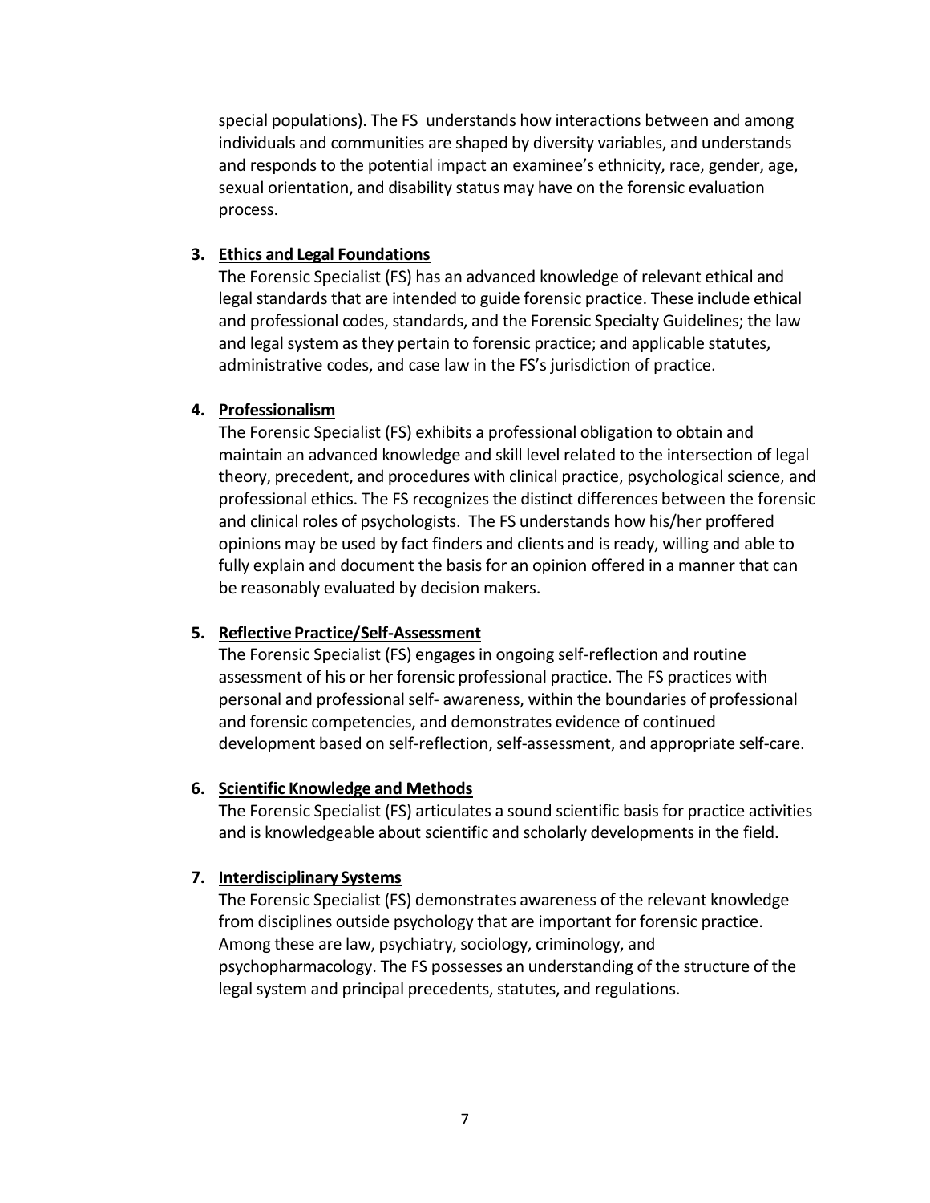special populations). The FS understands how interactions between and among individuals and communities are shaped by diversity variables, and understands and responds to the potential impact an examinee's ethnicity, race, gender, age, sexual orientation, and disability status may have on the forensic evaluation process.

3. **Ethics and Legal Foundations**

   The Forensic Specialist (FS) has an advanced knowledge of relevant ethical and legal standards that are intended to guide forensic practice. These include ethical and professional codes, standards, and the Forensic Specialty Guidelines; the law and legal system as they pertain to forensic practice; and applicable statutes, administrative codes, and case law in the FS's jurisdiction of practice.

4. **Professionalism**

   The Forensic Specialist (FS) exhibits a professional obligation to obtain and maintain an advanced knowledge and skill level related to the intersection of legal theory, precedent, and procedures with clinical practice, psychological science, and professional ethics. The FS recognizes the distinct differences between the forensic and clinical roles of psychologists. The FS understands how his/her proffered opinions may be used by fact finders and clients and is ready, willing and able to fully explain and document the basis for an opinion offered in a manner that can be reasonably evaluated by decision makers.

5. **Reflective Practice/Self-Assessment**

   The Forensic Specialist (FS) engages in ongoing self-reflection and routine assessment of his or her forensic professional practice. The FS practices with personal and professional self- awareness, within the boundaries of professional and forensic competencies, and demonstrates evidence of continued development based on self-reflection, self-assessment, and appropriate self-care.

6. **Scientific Knowledge and Methods**

   The Forensic Specialist (FS) articulates a sound scientific basis for practice activities and is knowledgeable about scientific and scholarly developments in the field.

7. **Interdisciplinary Systems**

   The Forensic Specialist (FS) demonstrates awareness of the relevant knowledge from disciplines outside psychology that are important for forensic practice. Among these are law, psychiatry, sociology, criminology, and psychopharmacology. The FS possesses an understanding of the structure of the legal system and principal precedents, statutes, and regulations.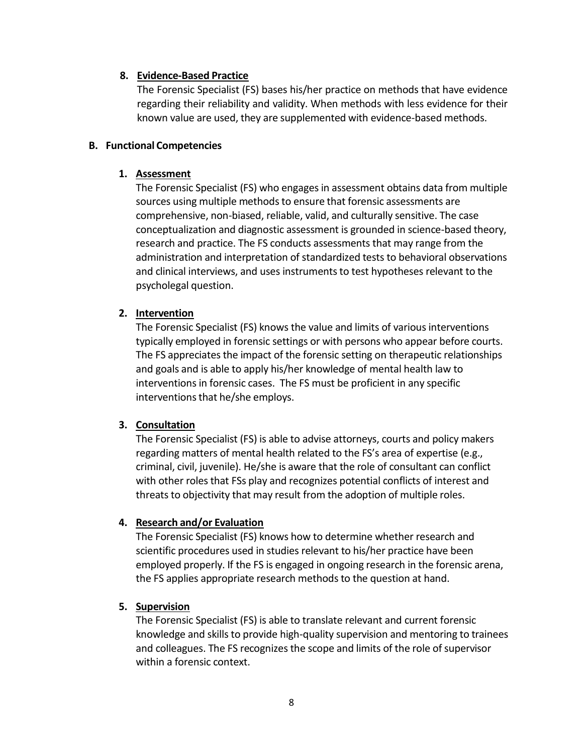8. **Evidence-Based Practice**

   The Forensic Specialist (FS) bases his/her practice on methods that have evidence regarding their reliability and validity. When methods with less evidence for their known value are used, they are supplemented with evidence-based methods.

**B. Functional Competencies**

1. **Assessment**

   The Forensic Specialist (FS) who engages in assessment obtains data from multiple sources using multiple methods to ensure that forensic assessments are comprehensive, non-biased, reliable, valid, and culturally sensitive. The case conceptualization and diagnostic assessment is grounded in science-based theory, research and practice. The FS conducts assessments that may range from the administration and interpretation of standardized tests to behavioral observations and clinical interviews, and uses instruments to test hypotheses relevant to the psycholegal question.

2. **Intervention**

   The Forensic Specialist (FS) knows the value and limits of various interventions typically employed in forensic settings or with persons who appear before courts. The FS appreciates the impact of the forensic setting on therapeutic relationships and goals and is able to apply his/her knowledge of mental health law to interventions in forensic cases. The FS must be proficient in any specific interventions that he/she employs.

3. **Consultation**

   The Forensic Specialist (FS) is able to advise attorneys, courts and policy makers regarding matters of mental health related to the FS's area of expertise (e.g., criminal, civil, juvenile). He/she is aware that the role of consultant can conflict with other roles that FSs play and recognizes potential conflicts of interest and threats to objectivity that may result from the adoption of multiple roles.

4. **Research and/or Evaluation**

   The Forensic Specialist (FS) knows how to determine whether research and scientific procedures used in studies relevant to his/her practice have been employed properly. If the FS is engaged in ongoing research in the forensic arena, the FS applies appropriate research methods to the question at hand.

5. **Supervision**

   The Forensic Specialist (FS) is able to translate relevant and current forensic knowledge and skills to provide high-quality supervision and mentoring to trainees and colleagues. The FS recognizes the scope and limits of the role of supervisor within a forensic context.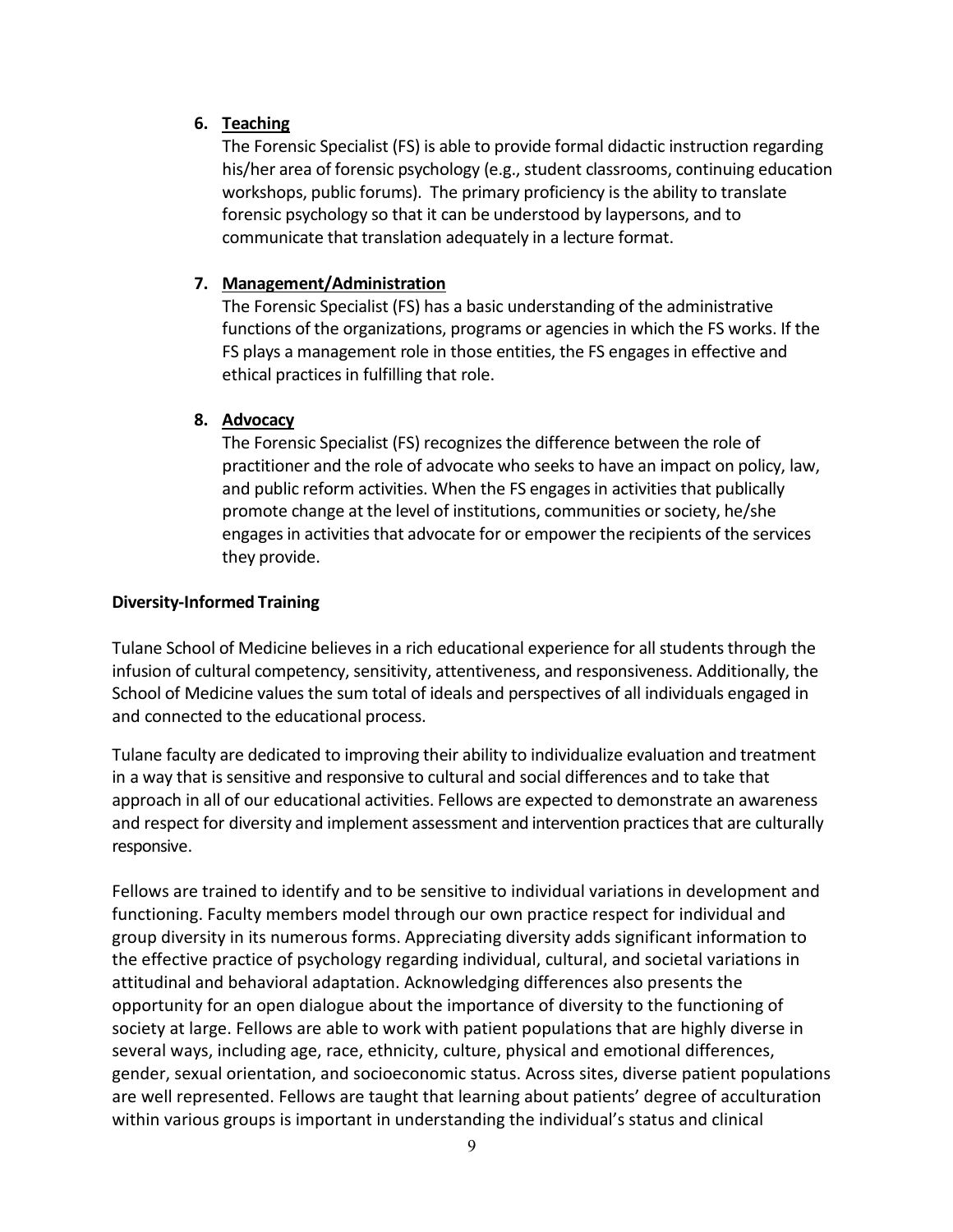6. **Teaching**

   The Forensic Specialist (FS) is able to provide formal didactic instruction regarding his/her area of forensic psychology (e.g., student classrooms, continuing education workshops, public forums). The primary proficiency is the ability to translate forensic psychology so that it can be understood by laypersons, and to communicate that translation adequately in a lecture format.

7. **Management/Administration**

   The Forensic Specialist (FS) has a basic understanding of the administrative functions of the organizations, programs or agencies in which the FS works. If the FS plays a management role in those entities, the FS engages in effective and ethical practices in fulfilling that role.

8. **Advocacy**

   The Forensic Specialist (FS) recognizes the difference between the role of practitioner and the role of advocate who seeks to have an impact on policy, law, and public reform activities. When the FS engages in activities that publically promote change at the level of institutions, communities or society, he/she engages in activities that advocate for or empower the recipients of the services they provide.

**Diversity-Informed Training**

Tulane School of Medicine believes in a rich educational experience for all students through the infusion of cultural competency, sensitivity, attentiveness, and responsiveness. Additionally, the School of Medicine values the sum total of ideals and perspectives of all individuals engaged in and connected to the educational process.

Tulane faculty are dedicated to improving their ability to individualize evaluation and treatment in a way that is sensitive and responsive to cultural and social differences and to take that approach in all of our educational activities. Fellows are expected to demonstrate an awareness and respect for diversity and implement assessment and intervention practices that are culturally responsive.

Fellows are trained to identify and to be sensitive to individual variations in development and functioning. Faculty members model through our own practice respect for individual and group diversity in its numerous forms. Appreciating diversity adds significant information to the effective practice of psychology regarding individual, cultural, and societal variations in attitudinal and behavioral adaptation. Acknowledging differences also presents the opportunity for an open dialogue about the importance of diversity to the functioning of society at large. Fellows are able to work with patient populations that are highly diverse in several ways, including age, race, ethnicity, culture, physical and emotional differences, gender, sexual orientation, and socioeconomic status. Across sites, diverse patient populations are well represented. Fellows are taught that learning about patients' degree of acculturation within various groups is important in understanding the individual's status and clinical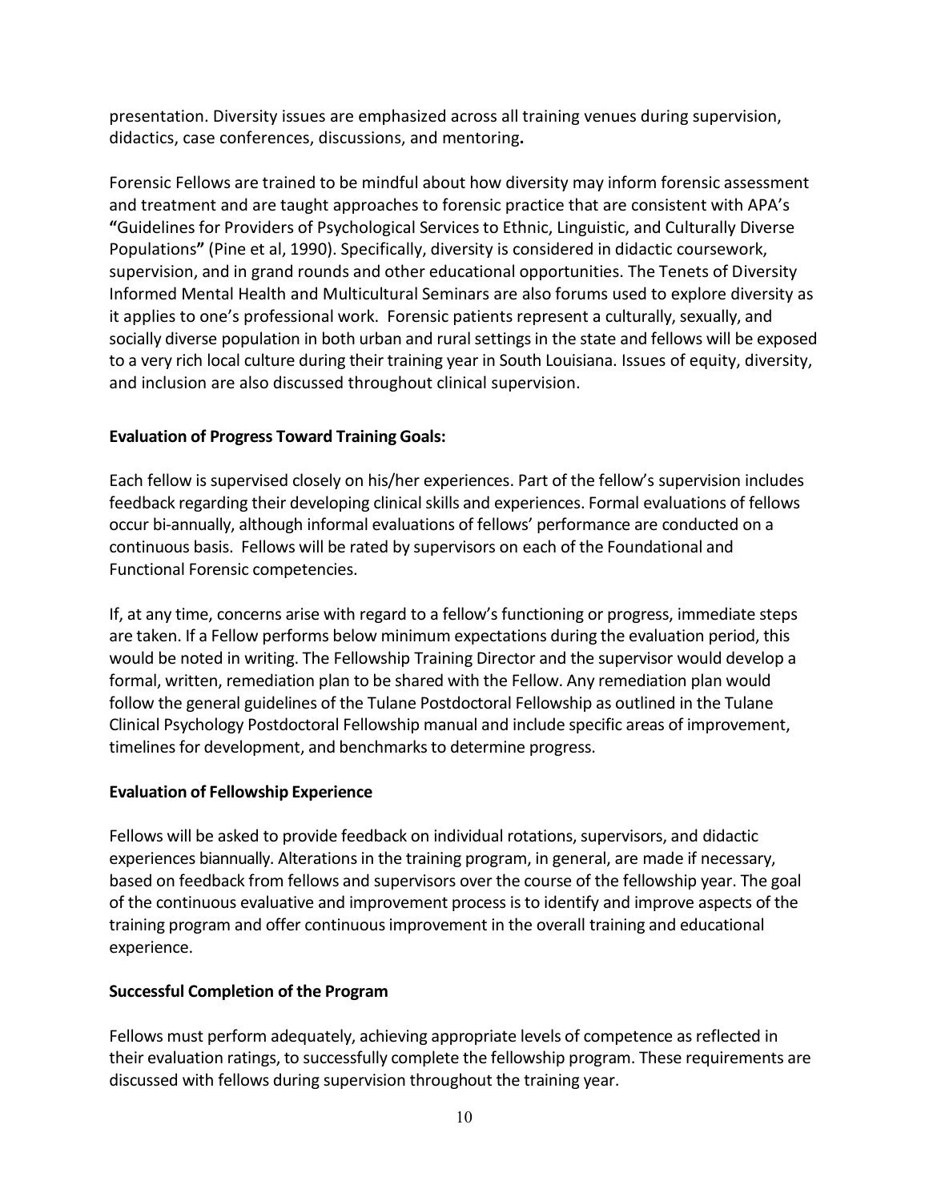presentation. Diversity issues are emphasized across all training venues during supervision, didactics, case conferences, discussions, and mentoring**.**

Forensic Fellows are trained to be mindful about how diversity may inform forensic assessment and treatment and are taught approaches to forensic practice that are consistent with APA's **"**Guidelines for Providers of Psychological Services to Ethnic, Linguistic, and Culturally Diverse Populations**"** (Pine et al, 1990). Specifically, diversity is considered in didactic coursework, supervision, and in grand rounds and other educational opportunities. The Tenets of Diversity Informed Mental Health and Multicultural Seminars are also forums used to explore diversity as it applies to one's professional work. Forensic patients represent a culturally, sexually, and socially diverse population in both urban and rural settings in the state and fellows will be exposed to a very rich local culture during their training year in South Louisiana. Issues of equity, diversity, and inclusion are also discussed throughout clinical supervision.

**Evaluation of Progress Toward Training Goals:**

Each fellow is supervised closely on his/her experiences. Part of the fellow's supervision includes feedback regarding their developing clinical skills and experiences. Formal evaluations of fellows occur bi-annually, although informal evaluations of fellows' performance are conducted on a continuous basis. Fellows will be rated by supervisors on each of the Foundational and Functional Forensic competencies.

If, at any time, concerns arise with regard to a fellow's functioning or progress, immediate steps are taken. If a Fellow performs below minimum expectations during the evaluation period, this would be noted in writing. The Fellowship Training Director and the supervisor would develop a formal, written, remediation plan to be shared with the Fellow. Any remediation plan would follow the general guidelines of the Tulane Postdoctoral Fellowship as outlined in the Tulane Clinical Psychology Postdoctoral Fellowship manual and include specific areas of improvement, timelines for development, and benchmarks to determine progress.

**Evaluation of Fellowship Experience**

Fellows will be asked to provide feedback on individual rotations, supervisors, and didactic experiences biannually. Alterations in the training program, in general, are made if necessary, based on feedback from fellows and supervisors over the course of the fellowship year. The goal of the continuous evaluative and improvement process is to identify and improve aspects of the training program and offer continuous improvement in the overall training and educational experience.

**Successful Completion of the Program**

Fellows must perform adequately, achieving appropriate levels of competence as reflected in their evaluation ratings, to successfully complete the fellowship program. These requirements are discussed with fellows during supervision throughout the training year.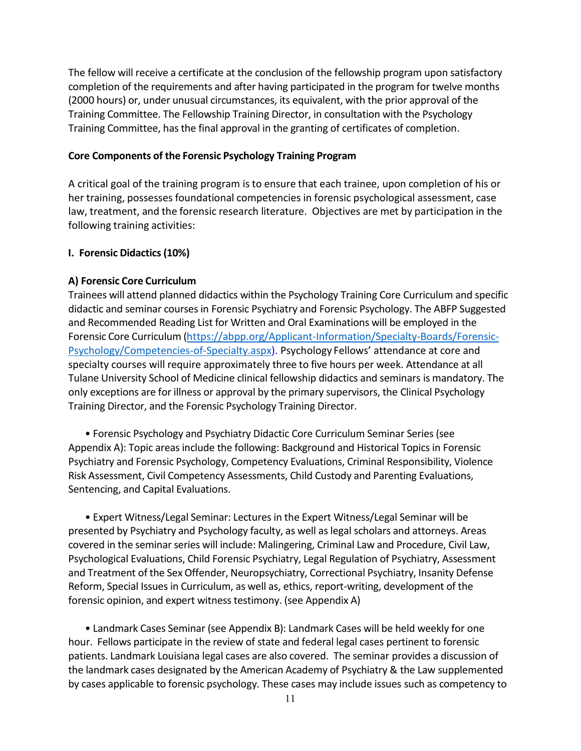The fellow will receive a certificate at the conclusion of the fellowship program upon satisfactory completion of the requirements and after having participated in the program for twelve months (2000 hours) or, under unusual circumstances, its equivalent, with the prior approval of the Training Committee. The Fellowship Training Director, in consultation with the Psychology Training Committee, has the final approval in the granting of certificates of completion.

**Core Components of the Forensic Psychology Training Program**

A critical goal of the training program is to ensure that each trainee, upon completion of his or her training, possesses foundational competencies in forensic psychological assessment, case law, treatment, and the forensic research literature. Objectives are met by participation in the following training activities:

**I. Forensic Didactics (10%)**

**A) Forensic Core Curriculum**

Trainees will attend planned didactics within the Psychology Training Core Curriculum and specific didactic and seminar courses in Forensic Psychiatry and Forensic Psychology. The ABFP Suggested and Recommended Reading List for Written and Oral Examinations will be employed in the Forensic Core Curriculum (https://abpp.org/Applicant-Information/Specialty-Boards/Forensic-Psychology/Competencies-of-Specialty.aspx). Psychology Fellows' attendance at core and specialty courses will require approximately three to five hours per week. Attendance at all Tulane University School of Medicine clinical fellowship didactics and seminars is mandatory. The only exceptions are for illness or approval by the primary supervisors, the Clinical Psychology Training Director, and the Forensic Psychology Training Director.

- Forensic Psychology and Psychiatry Didactic Core Curriculum Seminar Series (see Appendix A): Topic areas include the following: Background and Historical Topics in Forensic Psychiatry and Forensic Psychology, Competency Evaluations, Criminal Responsibility, Violence Risk Assessment, Civil Competency Assessments, Child Custody and Parenting Evaluations, Sentencing, and Capital Evaluations.

- Expert Witness/Legal Seminar: Lectures in the Expert Witness/Legal Seminar will be presented by Psychiatry and Psychology faculty, as well as legal scholars and attorneys. Areas covered in the seminar series will include: Malingering, Criminal Law and Procedure, Civil Law, Psychological Evaluations, Child Forensic Psychiatry, Legal Regulation of Psychiatry, Assessment and Treatment of the Sex Offender, Neuropsychiatry, Correctional Psychiatry, Insanity Defense Reform, Special Issues in Curriculum, as well as, ethics, report-writing, development of the forensic opinion, and expert witness testimony. (see Appendix A)

- Landmark Cases Seminar (see Appendix B): Landmark Cases will be held weekly for one hour. Fellows participate in the review of state and federal legal cases pertinent to forensic patients. Landmark Louisiana legal cases are also covered. The seminar provides a discussion of the landmark cases designated by the American Academy of Psychiatry & the Law supplemented by cases applicable to forensic psychology. These cases may include issues such as competency to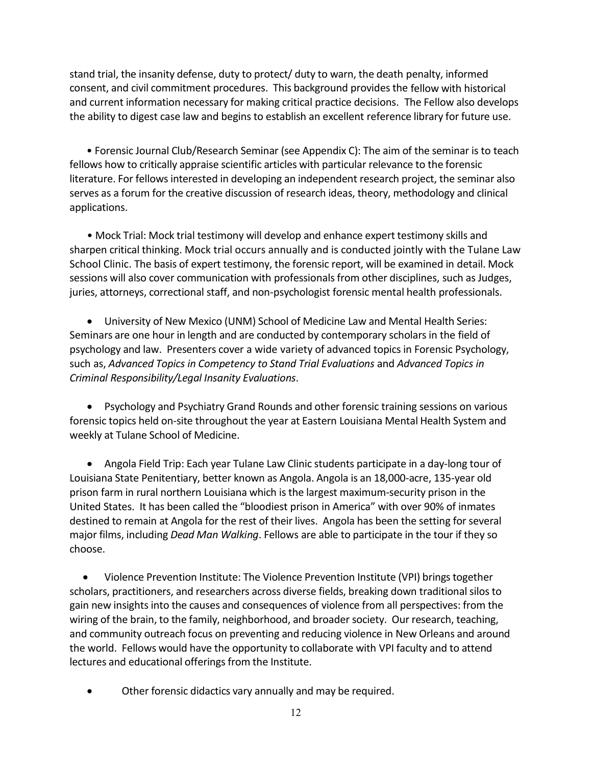stand trial, the insanity defense, duty to protect/ duty to warn, the death penalty, informed consent, and civil commitment procedures. This background provides the fellow with historical and current information necessary for making critical practice decisions. The Fellow also develops the ability to digest case law and begins to establish an excellent reference library for future use.

- Forensic Journal Club/Research Seminar (see Appendix C): The aim of the seminar is to teach fellows how to critically appraise scientific articles with particular relevance to the forensic literature. For fellows interested in developing an independent research project, the seminar also serves as a forum for the creative discussion of research ideas, theory, methodology and clinical applications.

- Mock Trial: Mock trial testimony will develop and enhance expert testimony skills and sharpen critical thinking. Mock trial occurs annually and is conducted jointly with the Tulane Law School Clinic. The basis of expert testimony, the forensic report, will be examined in detail. Mock sessions will also cover communication with professionals from other disciplines, such as Judges, juries, attorneys, correctional staff, and non-psychologist forensic mental health professionals.

- University of New Mexico (UNM) School of Medicine Law and Mental Health Series: Seminars are one hour in length and are conducted by contemporary scholars in the field of psychology and law. Presenters cover a wide variety of advanced topics in Forensic Psychology, such as, *Advanced Topics in Competency to Stand Trial Evaluations* and *Advanced Topics in Criminal Responsibility/Legal Insanity Evaluations*.

- Psychology and Psychiatry Grand Rounds and other forensic training sessions on various forensic topics held on-site throughout the year at Eastern Louisiana Mental Health System and weekly at Tulane School of Medicine.

- Angola Field Trip: Each year Tulane Law Clinic students participate in a day-long tour of Louisiana State Penitentiary, better known as Angola. Angola is an 18,000-acre, 135-year old prison farm in rural northern Louisiana which is the largest maximum-security prison in the United States. It has been called the "bloodiest prison in America" with over 90% of inmates destined to remain at Angola for the rest of their lives. Angola has been the setting for several major films, including *Dead Man Walking*. Fellows are able to participate in the tour if they so choose.

- Violence Prevention Institute: The Violence Prevention Institute (VPI) brings together scholars, practitioners, and researchers across diverse fields, breaking down traditional silos to gain new insights into the causes and consequences of violence from all perspectives: from the wiring of the brain, to the family, neighborhood, and broader society. Our research, teaching, and community outreach focus on preventing and reducing violence in New Orleans and around the world. Fellows would have the opportunity to collaborate with VPI faculty and to attend lectures and educational offerings from the Institute.

- Other forensic didactics vary annually and may be required.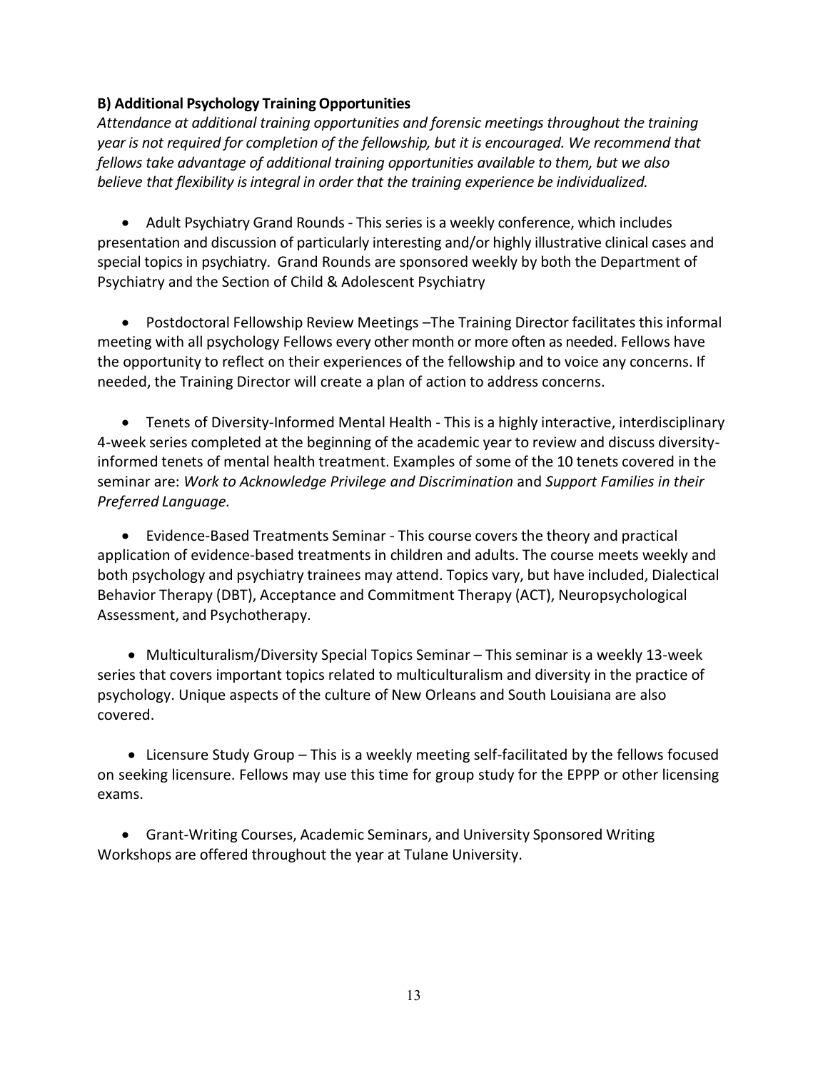**B) Additional Psychology Training Opportunities**

*Attendance at additional training opportunities and forensic meetings throughout the training year is not required for completion of the fellowship, but it is encouraged. We recommend that fellows take advantage of additional training opportunities available to them, but we also believe that flexibility is integral in order that the training experience be individualized.*

- Adult Psychiatry Grand Rounds - This series is a weekly conference, which includes presentation and discussion of particularly interesting and/or highly illustrative clinical cases and special topics in psychiatry. Grand Rounds are sponsored weekly by both the Department of Psychiatry and the Section of Child & Adolescent Psychiatry

- Postdoctoral Fellowship Review Meetings –The Training Director facilitates this informal meeting with all psychology Fellows every other month or more often as needed. Fellows have the opportunity to reflect on their experiences of the fellowship and to voice any concerns. If needed, the Training Director will create a plan of action to address concerns.

- Tenets of Diversity-Informed Mental Health - This is a highly interactive, interdisciplinary 4-week series completed at the beginning of the academic year to review and discuss diversity-informed tenets of mental health treatment. Examples of some of the 10 tenets covered in the seminar are: *Work to Acknowledge Privilege and Discrimination* and *Support Families in their Preferred Language.*

- Evidence-Based Treatments Seminar - This course covers the theory and practical application of evidence-based treatments in children and adults. The course meets weekly and both psychology and psychiatry trainees may attend. Topics vary, but have included, Dialectical Behavior Therapy (DBT), Acceptance and Commitment Therapy (ACT), Neuropsychological Assessment, and Psychotherapy.

- Multiculturalism/Diversity Special Topics Seminar – This seminar is a weekly 13-week series that covers important topics related to multiculturalism and diversity in the practice of psychology. Unique aspects of the culture of New Orleans and South Louisiana are also covered.

- Licensure Study Group – This is a weekly meeting self-facilitated by the fellows focused on seeking licensure. Fellows may use this time for group study for the EPPP or other licensing exams.

- Grant-Writing Courses, Academic Seminars, and University Sponsored Writing Workshops are offered throughout the year at Tulane University.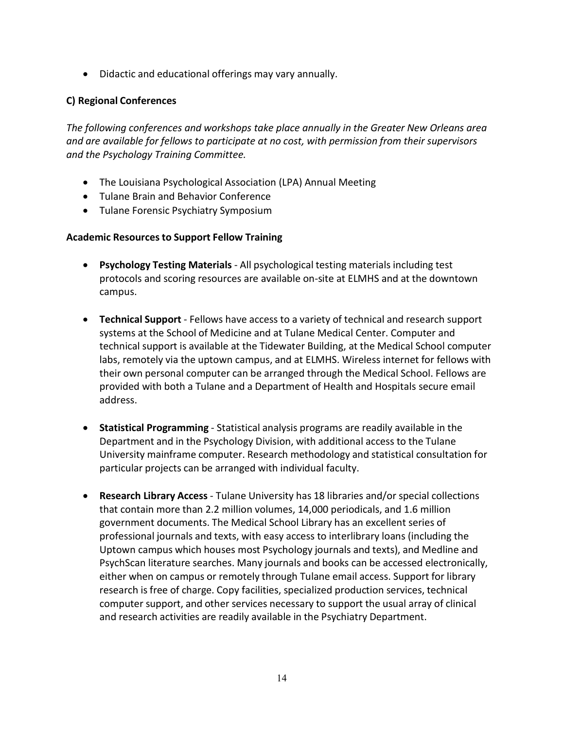- Didactic and educational offerings may vary annually.

### C) Regional Conferences

*The following conferences and workshops take place annually in the Greater New Orleans area and are available for fellows to participate at no cost, with permission from their supervisors and the Psychology Training Committee.*

- The Louisiana Psychological Association (LPA) Annual Meeting
- Tulane Brain and Behavior Conference
- Tulane Forensic Psychiatry Symposium

### Academic Resources to Support Fellow Training

- **Psychology Testing Materials** - All psychological testing materials including test protocols and scoring resources are available on-site at ELMHS and at the downtown campus.

- **Technical Support** - Fellows have access to a variety of technical and research support systems at the School of Medicine and at Tulane Medical Center. Computer and technical support is available at the Tidewater Building, at the Medical School computer labs, remotely via the uptown campus, and at ELMHS. Wireless internet for fellows with their own personal computer can be arranged through the Medical School. Fellows are provided with both a Tulane and a Department of Health and Hospitals secure email address.

- **Statistical Programming** - Statistical analysis programs are readily available in the Department and in the Psychology Division, with additional access to the Tulane University mainframe computer. Research methodology and statistical consultation for particular projects can be arranged with individual faculty.

- **Research Library Access** - Tulane University has 18 libraries and/or special collections that contain more than 2.2 million volumes, 14,000 periodicals, and 1.6 million government documents. The Medical School Library has an excellent series of professional journals and texts, with easy access to interlibrary loans (including the Uptown campus which houses most Psychology journals and texts), and Medline and PsychScan literature searches. Many journals and books can be accessed electronically, either when on campus or remotely through Tulane email access. Support for library research is free of charge. Copy facilities, specialized production services, technical computer support, and other services necessary to support the usual array of clinical and research activities are readily available in the Psychiatry Department.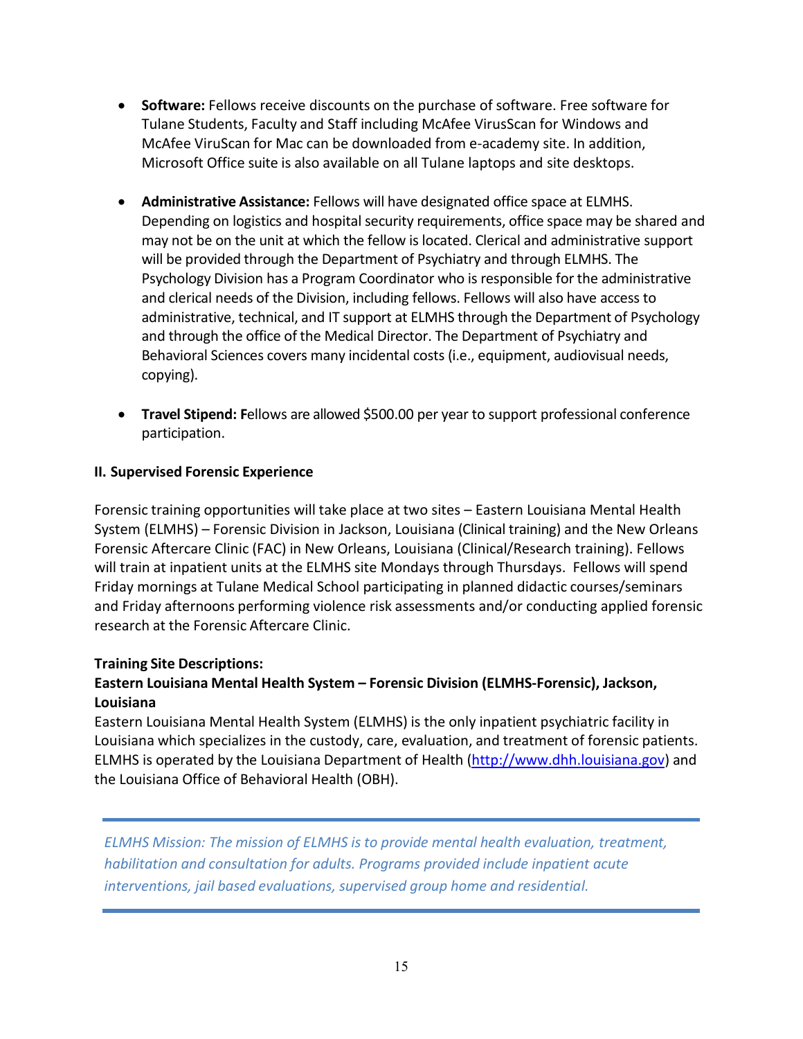- **Software:** Fellows receive discounts on the purchase of software. Free software for Tulane Students, Faculty and Staff including McAfee VirusScan for Windows and McAfee ViruScan for Mac can be downloaded from e-academy site. In addition, Microsoft Office suite is also available on all Tulane laptops and site desktops.

- **Administrative Assistance:** Fellows will have designated office space at ELMHS. Depending on logistics and hospital security requirements, office space may be shared and may not be on the unit at which the fellow is located. Clerical and administrative support will be provided through the Department of Psychiatry and through ELMHS. The Psychology Division has a Program Coordinator who is responsible for the administrative and clerical needs of the Division, including fellows. Fellows will also have access to administrative, technical, and IT support at ELMHS through the Department of Psychology and through the office of the Medical Director. The Department of Psychiatry and Behavioral Sciences covers many incidental costs (i.e., equipment, audiovisual needs, copying).

- **Travel Stipend: F**ellows are allowed $500.00 per year to support professional conference participation.

## II. Supervised Forensic Experience

Forensic training opportunities will take place at two sites – Eastern Louisiana Mental Health System (ELMHS) – Forensic Division in Jackson, Louisiana (Clinical training) and the New Orleans Forensic Aftercare Clinic (FAC) in New Orleans, Louisiana (Clinical/Research training). Fellows will train at inpatient units at the ELMHS site Mondays through Thursdays. Fellows will spend Friday mornings at Tulane Medical School participating in planned didactic courses/seminars and Friday afternoons performing violence risk assessments and/or conducting applied forensic research at the Forensic Aftercare Clinic.

### Training Site Descriptions:

### Eastern Louisiana Mental Health System – Forensic Division (ELMHS-Forensic), Jackson, Louisiana

Eastern Louisiana Mental Health System (ELMHS) is the only inpatient psychiatric facility in Louisiana which specializes in the custody, care, evaluation, and treatment of forensic patients. ELMHS is operated by the Louisiana Department of Health (http://www.dhh.louisiana.gov) and the Louisiana Office of Behavioral Health (OBH).

---

*ELMHS Mission: The mission of ELMHS is to provide mental health evaluation, treatment, habilitation and consultation for adults. Programs provided include inpatient acute interventions, jail based evaluations, supervised group home and residential.*

---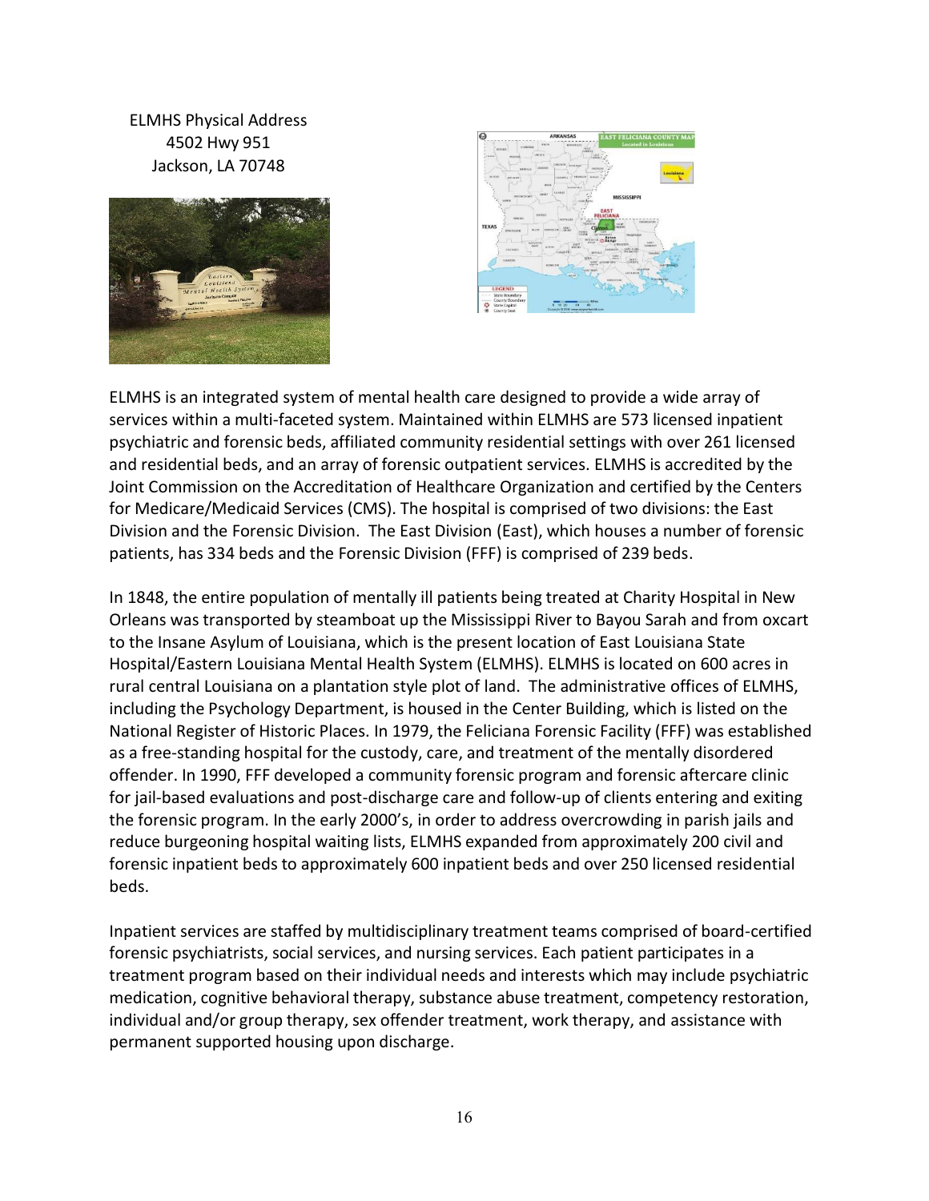ELMHS Physical Address
4502 Hwy 951
Jackson, LA 70748

ELMHS is an integrated system of mental health care designed to provide a wide array of services within a multi-faceted system. Maintained within ELMHS are 573 licensed inpatient psychiatric and forensic beds, affiliated community residential settings with over 261 licensed and residential beds, and an array of forensic outpatient services. ELMHS is accredited by the Joint Commission on the Accreditation of Healthcare Organization and certified by the Centers for Medicare/Medicaid Services (CMS). The hospital is comprised of two divisions: the East Division and the Forensic Division. The East Division (East), which houses a number of forensic patients, has 334 beds and the Forensic Division (FFF) is comprised of 239 beds.

In 1848, the entire population of mentally ill patients being treated at Charity Hospital in New Orleans was transported by steamboat up the Mississippi River to Bayou Sarah and from oxcart to the Insane Asylum of Louisiana, which is the present location of East Louisiana State Hospital/Eastern Louisiana Mental Health System (ELMHS). ELMHS is located on 600 acres in rural central Louisiana on a plantation style plot of land. The administrative offices of ELMHS, including the Psychology Department, is housed in the Center Building, which is listed on the National Register of Historic Places. In 1979, the Feliciana Forensic Facility (FFF) was established as a free-standing hospital for the custody, care, and treatment of the mentally disordered offender. In 1990, FFF developed a community forensic program and forensic aftercare clinic for jail-based evaluations and post-discharge care and follow-up of clients entering and exiting the forensic program. In the early 2000's, in order to address overcrowding in parish jails and reduce burgeoning hospital waiting lists, ELMHS expanded from approximately 200 civil and forensic inpatient beds to approximately 600 inpatient beds and over 250 licensed residential beds.

Inpatient services are staffed by multidisciplinary treatment teams comprised of board-certified forensic psychiatrists, social services, and nursing services. Each patient participates in a treatment program based on their individual needs and interests which may include psychiatric medication, cognitive behavioral therapy, substance abuse treatment, competency restoration, individual and/or group therapy, sex offender treatment, work therapy, and assistance with permanent supported housing upon discharge.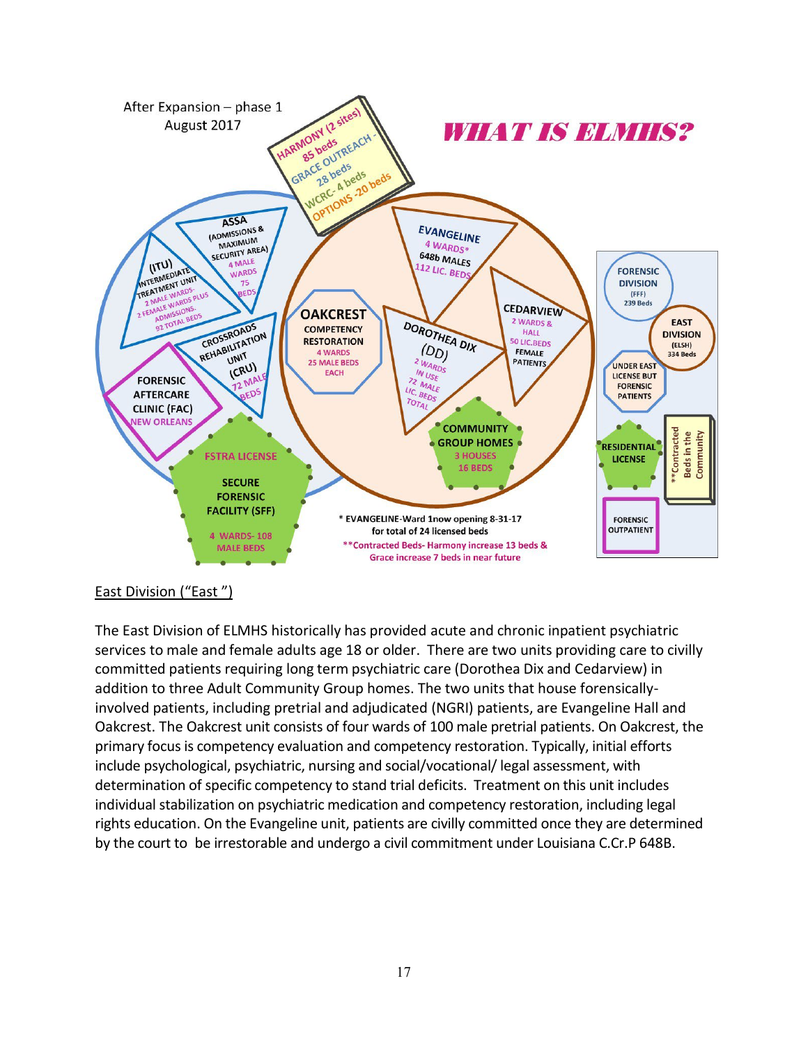After Expansion – phase 1
August 2017

**WHAT IS ELMHS?**

HARMONY (2 sites) 85 beds
GRACE OUTREACH - 28 beds
WCRC- 4 beds
OPTIONS -20 beds

ASSA (ADMISSIONS & MAXIMUM SECURITY AREA) 4 MALE WARDS 75 BEDS

(ITU) INTERMEDIATE TREATMENT UNIT 2 MALE WARDS- 2 FEMALE WARDS PLUS ADMISSIONS. 92 TOTAL BEDS

CROSSROADS REHABILITATION UNIT (CRU) 72 MALE BEDS

FORENSIC AFTERCARE CLINIC (FAC) NEW ORLEANS

FSTRA LICENSE

SECURE FORENSIC FACILITY (SFF) 4 WARDS- 108 MALE BEDS

OAKCREST COMPETENCY RESTORATION 4 WARDS 25 MALE BEDS EACH

EVANGELINE 4 WARDS* 648b MALES 112 LIC. BEDS

DOROTHEA DIX (DD) 2 WARDS IN USE 72 MALE LIC. BEDS TOTAL

CEDARVIEW 2 WARDS & HALL 50 LIC.BEDS FEMALE PATIENTS

COMMUNITY GROUP HOMES 3 HOUSES 16 BEDS

FORENSIC DIVISION (FFF) 239 Beds

EAST DIVISION (ELSH) 334 Beds

UNDER EAST LICENSE BUT FORENSIC PATIENTS

RESIDENTIAL LICENSE

**Contracted Beds in the Community

FORENSIC OUTPATIENT

\* EVANGELINE-Ward 1now opening 8-31-17 for total of 24 licensed beds

**Contracted Beds- Harmony increase 13 beds & Grace increase 7 beds in near future

East Division ("East ")

The East Division of ELMHS historically has provided acute and chronic inpatient psychiatric services to male and female adults age 18 or older. There are two units providing care to civilly committed patients requiring long term psychiatric care (Dorothea Dix and Cedarview) in addition to three Adult Community Group homes. The two units that house forensically-involved patients, including pretrial and adjudicated (NGRI) patients, are Evangeline Hall and Oakcrest. The Oakcrest unit consists of four wards of 100 male pretrial patients. On Oakcrest, the primary focus is competency evaluation and competency restoration. Typically, initial efforts include psychological, psychiatric, nursing and social/vocational/ legal assessment, with determination of specific competency to stand trial deficits. Treatment on this unit includes individual stabilization on psychiatric medication and competency restoration, including legal rights education. On the Evangeline unit, patients are civilly committed once they are determined by the court to be irrestorable and undergo a civil commitment under Louisiana C.Cr.P 648B.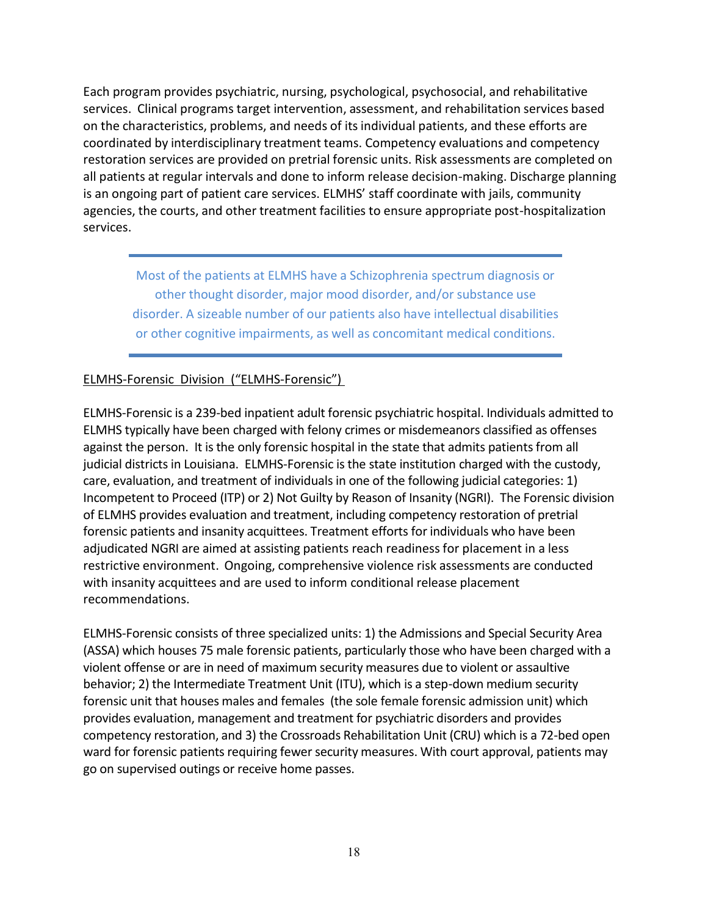Each program provides psychiatric, nursing, psychological, psychosocial, and rehabilitative services. Clinical programs target intervention, assessment, and rehabilitation services based on the characteristics, problems, and needs of its individual patients, and these efforts are coordinated by interdisciplinary treatment teams. Competency evaluations and competency restoration services are provided on pretrial forensic units. Risk assessments are completed on all patients at regular intervals and done to inform release decision-making. Discharge planning is an ongoing part of patient care services. ELMHS' staff coordinate with jails, community agencies, the courts, and other treatment facilities to ensure appropriate post-hospitalization services.

---

Most of the patients at ELMHS have a Schizophrenia spectrum diagnosis or other thought disorder, major mood disorder, and/or substance use disorder. A sizeable number of our patients also have intellectual disabilities or other cognitive impairments, as well as concomitant medical conditions.

---

<u>ELMHS-Forensic Division ("ELMHS-Forensic")</u>

ELMHS-Forensic is a 239-bed inpatient adult forensic psychiatric hospital. Individuals admitted to ELMHS typically have been charged with felony crimes or misdemeanors classified as offenses against the person. It is the only forensic hospital in the state that admits patients from all judicial districts in Louisiana. ELMHS-Forensic is the state institution charged with the custody, care, evaluation, and treatment of individuals in one of the following judicial categories: 1) Incompetent to Proceed (ITP) or 2) Not Guilty by Reason of Insanity (NGRI). The Forensic division of ELMHS provides evaluation and treatment, including competency restoration of pretrial forensic patients and insanity acquittees. Treatment efforts for individuals who have been adjudicated NGRI are aimed at assisting patients reach readiness for placement in a less restrictive environment. Ongoing, comprehensive violence risk assessments are conducted with insanity acquittees and are used to inform conditional release placement recommendations.

ELMHS-Forensic consists of three specialized units: 1) the Admissions and Special Security Area (ASSA) which houses 75 male forensic patients, particularly those who have been charged with a violent offense or are in need of maximum security measures due to violent or assaultive behavior; 2) the Intermediate Treatment Unit (ITU), which is a step-down medium security forensic unit that houses males and females (the sole female forensic admission unit) which provides evaluation, management and treatment for psychiatric disorders and provides competency restoration, and 3) the Crossroads Rehabilitation Unit (CRU) which is a 72-bed open ward for forensic patients requiring fewer security measures. With court approval, patients may go on supervised outings or receive home passes.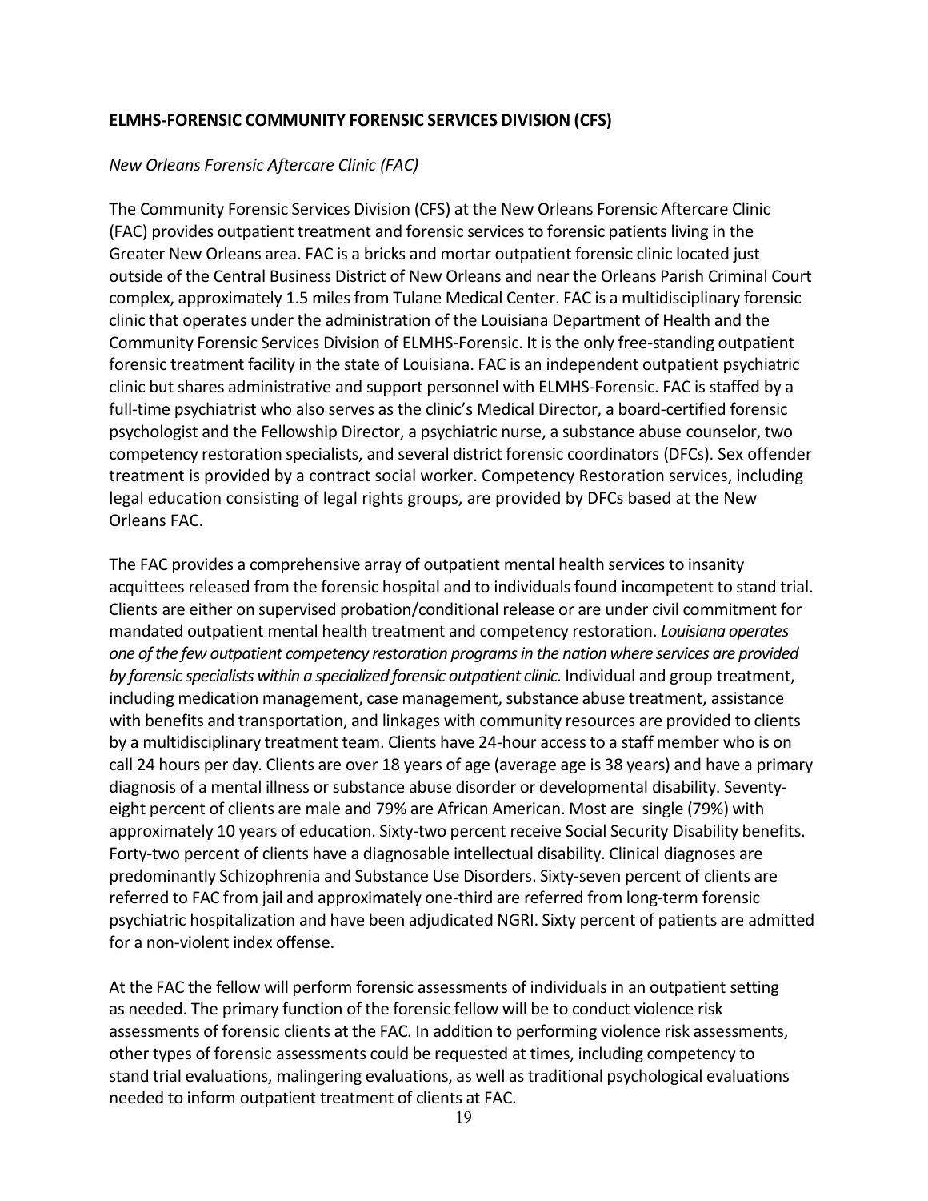## ELMHS-FORENSIC COMMUNITY FORENSIC SERVICES DIVISION (CFS)

*New Orleans Forensic Aftercare Clinic (FAC)*

The Community Forensic Services Division (CFS) at the New Orleans Forensic Aftercare Clinic (FAC) provides outpatient treatment and forensic services to forensic patients living in the Greater New Orleans area. FAC is a bricks and mortar outpatient forensic clinic located just outside of the Central Business District of New Orleans and near the Orleans Parish Criminal Court complex, approximately 1.5 miles from Tulane Medical Center. FAC is a multidisciplinary forensic clinic that operates under the administration of the Louisiana Department of Health and the Community Forensic Services Division of ELMHS-Forensic. It is the only free-standing outpatient forensic treatment facility in the state of Louisiana. FAC is an independent outpatient psychiatric clinic but shares administrative and support personnel with ELMHS-Forensic. FAC is staffed by a full-time psychiatrist who also serves as the clinic's Medical Director, a board-certified forensic psychologist and the Fellowship Director, a psychiatric nurse, a substance abuse counselor, two competency restoration specialists, and several district forensic coordinators (DFCs). Sex offender treatment is provided by a contract social worker. Competency Restoration services, including legal education consisting of legal rights groups, are provided by DFCs based at the New Orleans FAC.

The FAC provides a comprehensive array of outpatient mental health services to insanity acquittees released from the forensic hospital and to individuals found incompetent to stand trial. Clients are either on supervised probation/conditional release or are under civil commitment for mandated outpatient mental health treatment and competency restoration. *Louisiana operates one of the few outpatient competency restoration programs in the nation where services are provided by forensic specialists within a specialized forensic outpatient clinic.* Individual and group treatment, including medication management, case management, substance abuse treatment, assistance with benefits and transportation, and linkages with community resources are provided to clients by a multidisciplinary treatment team. Clients have 24-hour access to a staff member who is on call 24 hours per day. Clients are over 18 years of age (average age is 38 years) and have a primary diagnosis of a mental illness or substance abuse disorder or developmental disability. Seventy-eight percent of clients are male and 79% are African American. Most are single (79%) with approximately 10 years of education. Sixty-two percent receive Social Security Disability benefits. Forty-two percent of clients have a diagnosable intellectual disability. Clinical diagnoses are predominantly Schizophrenia and Substance Use Disorders. Sixty-seven percent of clients are referred to FAC from jail and approximately one-third are referred from long-term forensic psychiatric hospitalization and have been adjudicated NGRI. Sixty percent of patients are admitted for a non-violent index offense.

At the FAC the fellow will perform forensic assessments of individuals in an outpatient setting as needed. The primary function of the forensic fellow will be to conduct violence risk assessments of forensic clients at the FAC. In addition to performing violence risk assessments, other types of forensic assessments could be requested at times, including competency to stand trial evaluations, malingering evaluations, as well as traditional psychological evaluations needed to inform outpatient treatment of clients at FAC.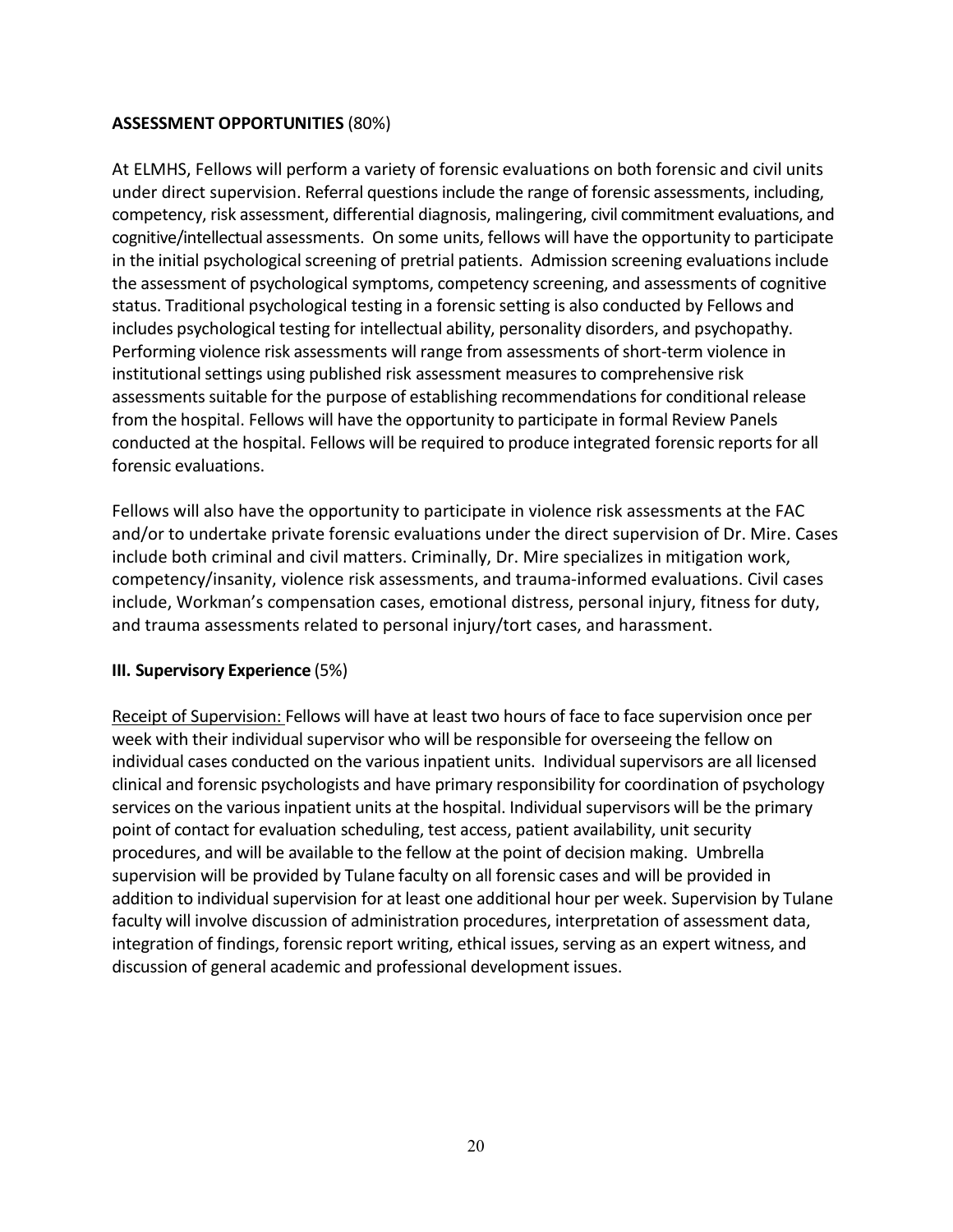**ASSESSMENT OPPORTUNITIES** (80%)

At ELMHS, Fellows will perform a variety of forensic evaluations on both forensic and civil units under direct supervision. Referral questions include the range of forensic assessments, including, competency, risk assessment, differential diagnosis, malingering, civil commitment evaluations, and cognitive/intellectual assessments. On some units, fellows will have the opportunity to participate in the initial psychological screening of pretrial patients. Admission screening evaluations include the assessment of psychological symptoms, competency screening, and assessments of cognitive status. Traditional psychological testing in a forensic setting is also conducted by Fellows and includes psychological testing for intellectual ability, personality disorders, and psychopathy. Performing violence risk assessments will range from assessments of short-term violence in institutional settings using published risk assessment measures to comprehensive risk assessments suitable for the purpose of establishing recommendations for conditional release from the hospital. Fellows will have the opportunity to participate in formal Review Panels conducted at the hospital. Fellows will be required to produce integrated forensic reports for all forensic evaluations.

Fellows will also have the opportunity to participate in violence risk assessments at the FAC and/or to undertake private forensic evaluations under the direct supervision of Dr. Mire. Cases include both criminal and civil matters. Criminally, Dr. Mire specializes in mitigation work, competency/insanity, violence risk assessments, and trauma-informed evaluations. Civil cases include, Workman's compensation cases, emotional distress, personal injury, fitness for duty, and trauma assessments related to personal injury/tort cases, and harassment.

**III. Supervisory Experience** (5%)

Receipt of Supervision: Fellows will have at least two hours of face to face supervision once per week with their individual supervisor who will be responsible for overseeing the fellow on individual cases conducted on the various inpatient units. Individual supervisors are all licensed clinical and forensic psychologists and have primary responsibility for coordination of psychology services on the various inpatient units at the hospital. Individual supervisors will be the primary point of contact for evaluation scheduling, test access, patient availability, unit security procedures, and will be available to the fellow at the point of decision making. Umbrella supervision will be provided by Tulane faculty on all forensic cases and will be provided in addition to individual supervision for at least one additional hour per week. Supervision by Tulane faculty will involve discussion of administration procedures, interpretation of assessment data, integration of findings, forensic report writing, ethical issues, serving as an expert witness, and discussion of general academic and professional development issues.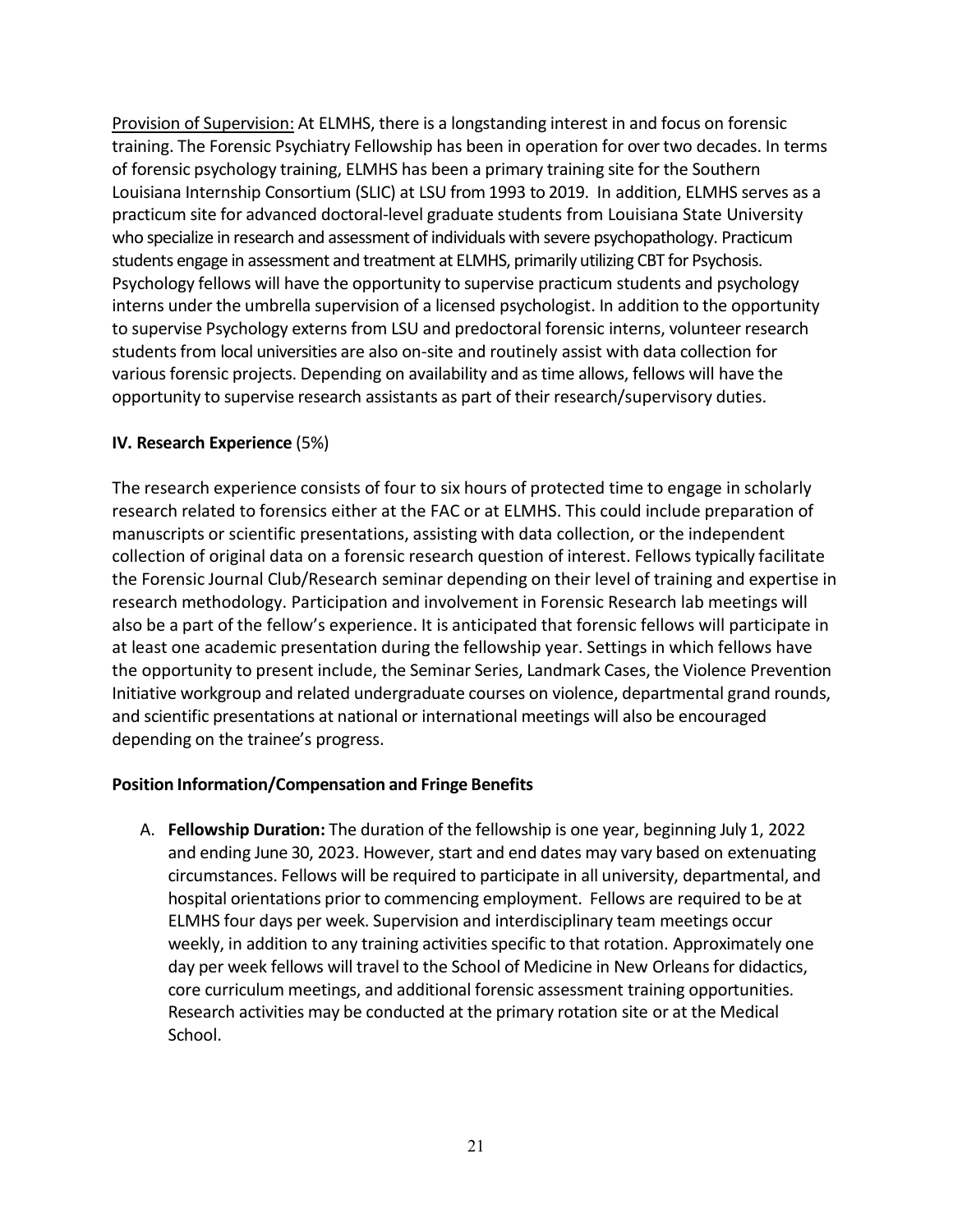<u>Provision of Supervision:</u> At ELMHS, there is a longstanding interest in and focus on forensic training. The Forensic Psychiatry Fellowship has been in operation for over two decades. In terms of forensic psychology training, ELMHS has been a primary training site for the Southern Louisiana Internship Consortium (SLIC) at LSU from 1993 to 2019. In addition, ELMHS serves as a practicum site for advanced doctoral-level graduate students from Louisiana State University who specialize in research and assessment of individuals with severe psychopathology. Practicum students engage in assessment and treatment at ELMHS, primarily utilizing CBT for Psychosis. Psychology fellows will have the opportunity to supervise practicum students and psychology interns under the umbrella supervision of a licensed psychologist. In addition to the opportunity to supervise Psychology externs from LSU and predoctoral forensic interns, volunteer research students from local universities are also on-site and routinely assist with data collection for various forensic projects. Depending on availability and as time allows, fellows will have the opportunity to supervise research assistants as part of their research/supervisory duties.

**IV. Research Experience** (5%)

The research experience consists of four to six hours of protected time to engage in scholarly research related to forensics either at the FAC or at ELMHS. This could include preparation of manuscripts or scientific presentations, assisting with data collection, or the independent collection of original data on a forensic research question of interest. Fellows typically facilitate the Forensic Journal Club/Research seminar depending on their level of training and expertise in research methodology. Participation and involvement in Forensic Research lab meetings will also be a part of the fellow's experience. It is anticipated that forensic fellows will participate in at least one academic presentation during the fellowship year. Settings in which fellows have the opportunity to present include, the Seminar Series, Landmark Cases, the Violence Prevention Initiative workgroup and related undergraduate courses on violence, departmental grand rounds, and scientific presentations at national or international meetings will also be encouraged depending on the trainee's progress.

**Position Information/Compensation and Fringe Benefits**

A. **Fellowship Duration:** The duration of the fellowship is one year, beginning July 1, 2022 and ending June 30, 2023. However, start and end dates may vary based on extenuating circumstances. Fellows will be required to participate in all university, departmental, and hospital orientations prior to commencing employment. Fellows are required to be at ELMHS four days per week. Supervision and interdisciplinary team meetings occur weekly, in addition to any training activities specific to that rotation. Approximately one day per week fellows will travel to the School of Medicine in New Orleans for didactics, core curriculum meetings, and additional forensic assessment training opportunities. Research activities may be conducted at the primary rotation site or at the Medical School.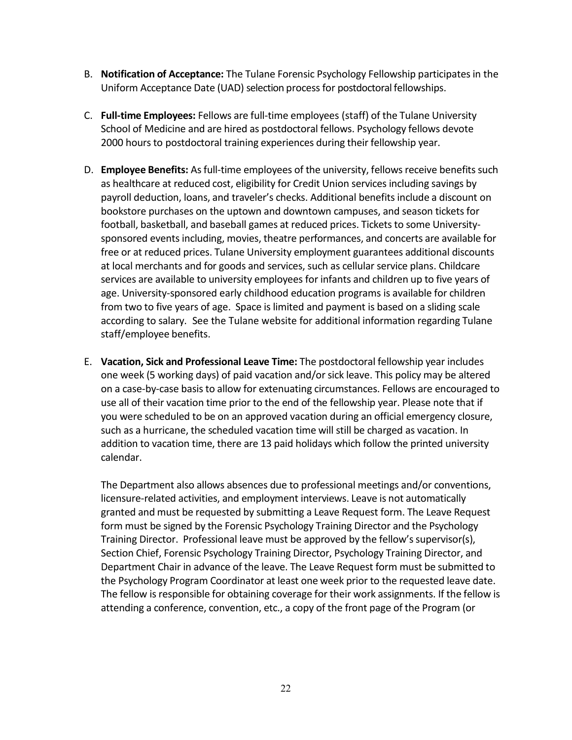B. **Notification of Acceptance:** The Tulane Forensic Psychology Fellowship participates in the Uniform Acceptance Date (UAD) selection process for postdoctoral fellowships.

C. **Full-time Employees:** Fellows are full-time employees (staff) of the Tulane University School of Medicine and are hired as postdoctoral fellows. Psychology fellows devote 2000 hours to postdoctoral training experiences during their fellowship year.

D. **Employee Benefits:** As full-time employees of the university, fellows receive benefits such as healthcare at reduced cost, eligibility for Credit Union services including savings by payroll deduction, loans, and traveler's checks. Additional benefits include a discount on bookstore purchases on the uptown and downtown campuses, and season tickets for football, basketball, and baseball games at reduced prices. Tickets to some University-sponsored events including, movies, theatre performances, and concerts are available for free or at reduced prices. Tulane University employment guarantees additional discounts at local merchants and for goods and services, such as cellular service plans. Childcare services are available to university employees for infants and children up to five years of age. University-sponsored early childhood education programs is available for children from two to five years of age. Space is limited and payment is based on a sliding scale according to salary. See the Tulane website for additional information regarding Tulane staff/employee benefits.

E. **Vacation, Sick and Professional Leave Time:** The postdoctoral fellowship year includes one week (5 working days) of paid vacation and/or sick leave. This policy may be altered on a case-by-case basis to allow for extenuating circumstances. Fellows are encouraged to use all of their vacation time prior to the end of the fellowship year. Please note that if you were scheduled to be on an approved vacation during an official emergency closure, such as a hurricane, the scheduled vacation time will still be charged as vacation. In addition to vacation time, there are 13 paid holidays which follow the printed university calendar.

   The Department also allows absences due to professional meetings and/or conventions, licensure-related activities, and employment interviews. Leave is not automatically granted and must be requested by submitting a Leave Request form. The Leave Request form must be signed by the Forensic Psychology Training Director and the Psychology Training Director. Professional leave must be approved by the fellow's supervisor(s), Section Chief, Forensic Psychology Training Director, Psychology Training Director, and Department Chair in advance of the leave. The Leave Request form must be submitted to the Psychology Program Coordinator at least one week prior to the requested leave date. The fellow is responsible for obtaining coverage for their work assignments. If the fellow is attending a conference, convention, etc., a copy of the front page of the Program (or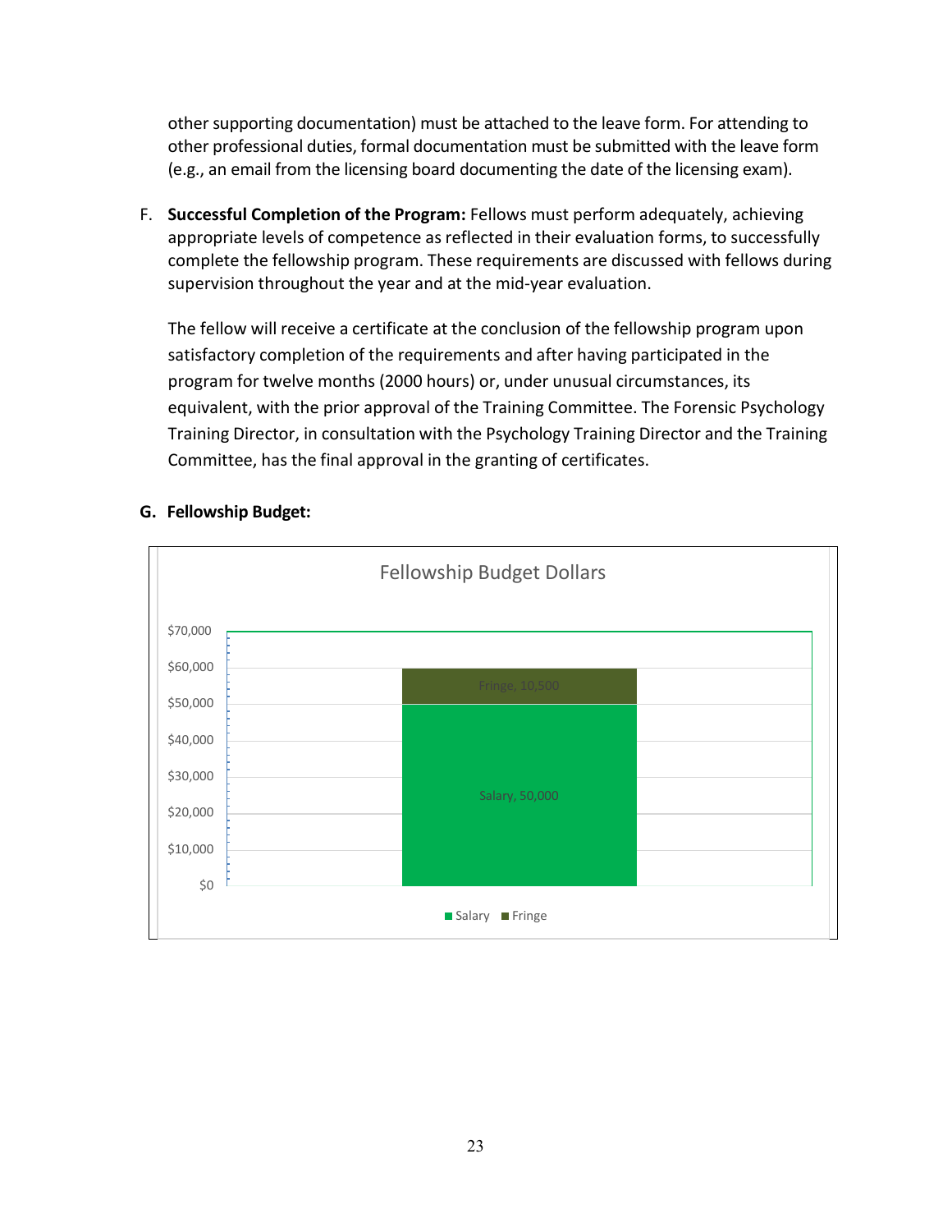other supporting documentation) must be attached to the leave form. For attending to other professional duties, formal documentation must be submitted with the leave form (e.g., an email from the licensing board documenting the date of the licensing exam).

F. **Successful Completion of the Program:** Fellows must perform adequately, achieving appropriate levels of competence as reflected in their evaluation forms, to successfully complete the fellowship program. These requirements are discussed with fellows during supervision throughout the year and at the mid-year evaluation.

The fellow will receive a certificate at the conclusion of the fellowship program upon satisfactory completion of the requirements and after having participated in the program for twelve months (2000 hours) or, under unusual circumstances, its equivalent, with the prior approval of the Training Committee. The Forensic Psychology Training Director, in consultation with the Psychology Training Director and the Training Committee, has the final approval in the granting of certificates.

**G. Fellowship Budget:**

Fellowship Budget Dollars

| | Salary | Fringe |
|---|---|---|
| Fellowship Budget | 50,000 | 10,500 |

Salary ■ Fringe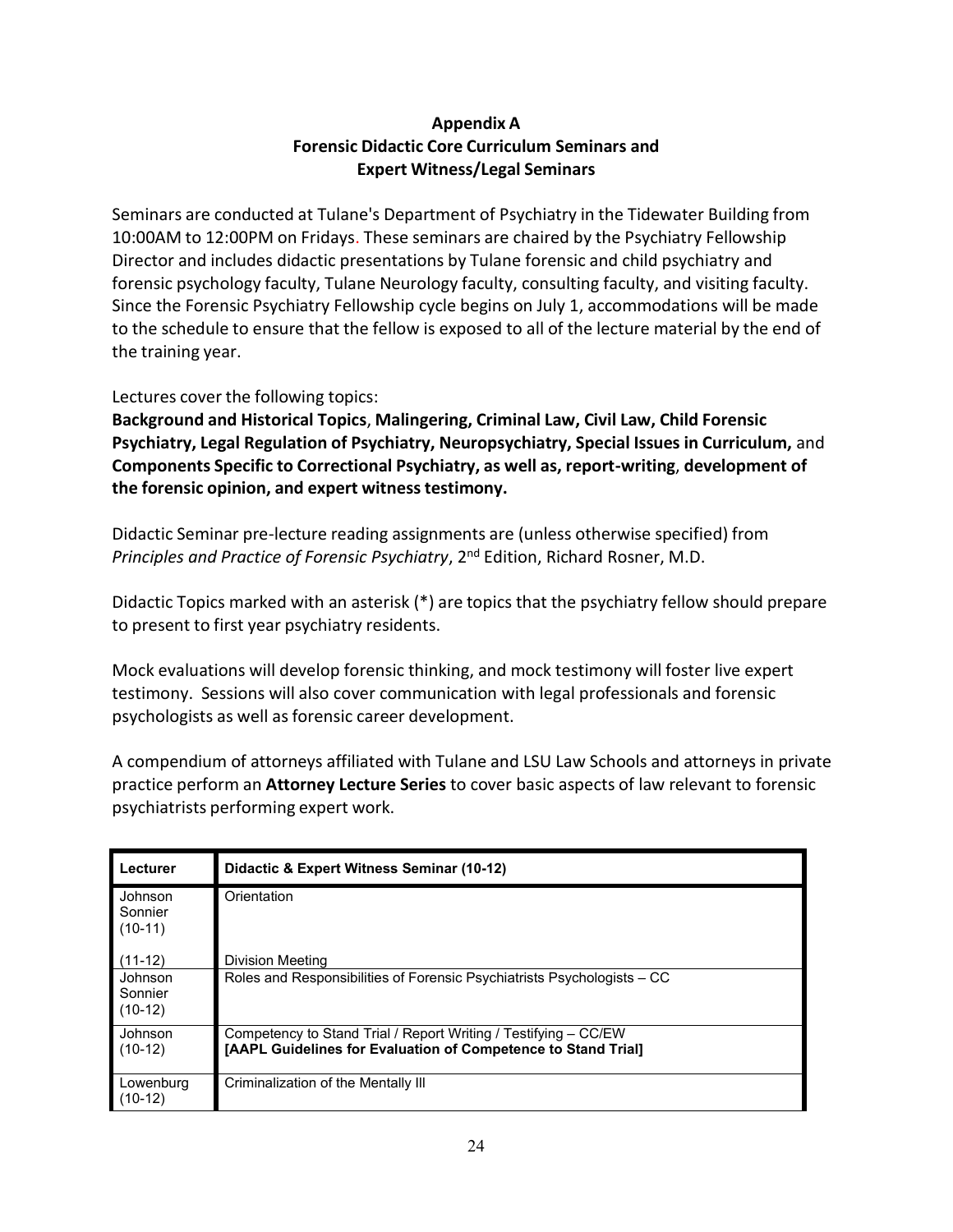# Appendix A
## Forensic Didactic Core Curriculum Seminars and Expert Witness/Legal Seminars

Seminars are conducted at Tulane's Department of Psychiatry in the Tidewater Building from 10:00AM to 12:00PM on Fridays. These seminars are chaired by the Psychiatry Fellowship Director and includes didactic presentations by Tulane forensic and child psychiatry and forensic psychology faculty, Tulane Neurology faculty, consulting faculty, and visiting faculty. Since the Forensic Psychiatry Fellowship cycle begins on July 1, accommodations will be made to the schedule to ensure that the fellow is exposed to all of the lecture material by the end of the training year.

Lectures cover the following topics:
**Background and Historical Topics**, **Malingering, Criminal Law, Civil Law, Child Forensic Psychiatry, Legal Regulation of Psychiatry, Neuropsychiatry, Special Issues in Curriculum,** and **Components Specific to Correctional Psychiatry, as well as, report-writing**, **development of the forensic opinion, and expert witness testimony.**

Didactic Seminar pre-lecture reading assignments are (unless otherwise specified) from *Principles and Practice of Forensic Psychiatry*, 2nd Edition, Richard Rosner, M.D.

Didactic Topics marked with an asterisk (*) are topics that the psychiatry fellow should prepare to present to first year psychiatry residents.

Mock evaluations will develop forensic thinking, and mock testimony will foster live expert testimony. Sessions will also cover communication with legal professionals and forensic psychologists as well as forensic career development.

A compendium of attorneys affiliated with Tulane and LSU Law Schools and attorneys in private practice perform an **Attorney Lecture Series** to cover basic aspects of law relevant to forensic psychiatrists performing expert work.

| Lecturer | Didactic & Expert Witness Seminar (10-12) |
|---|---|
| Johnson Sonnier (10-11) | Orientation |
| (11-12) | Division Meeting |
| Johnson Sonnier (10-12) | Roles and Responsibilities of Forensic Psychiatrists Psychologists – CC |
| Johnson (10-12) | Competency to Stand Trial / Report Writing / Testifying – CC/EW **[AAPL Guidelines for Evaluation of Competence to Stand Trial]** |
| Lowenburg (10-12) | Criminalization of the Mentally Ill |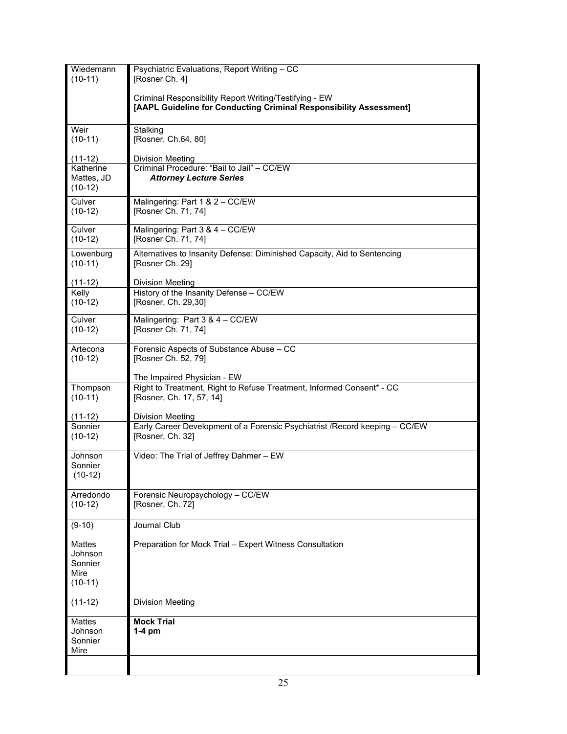| | |
|---|---|
| Wiedemann<br>(10-11) | Psychiatric Evaluations, Report Writing – CC<br>[Rosner Ch. 4]<br><br>Criminal Responsibility Report Writing/Testifying - EW<br>**[AAPL Guideline for Conducting Criminal Responsibility Assessment]** |
| Weir<br>(10-11)<br><br>(11-12) | Stalking<br>[Rosner, Ch.64, 80]<br><br>Division Meeting |
| Katherine<br>Mattes, JD<br>(10-12) | Criminal Procedure: "Bail to Jail" – CC/EW<br>***Attorney Lecture Series*** |
| Culver<br>(10-12) | Malingering: Part 1 & 2 – CC/EW<br>[Rosner Ch. 71, 74] |
| Culver<br>(10-12) | Malingering: Part 3 & 4 – CC/EW<br>[Rosner Ch. 71, 74] |
| Lowenburg<br>(10-11)<br><br>(11-12) | Alternatives to Insanity Defense: Diminished Capacity, Aid to Sentencing<br>[Rosner Ch. 29]<br><br>Division Meeting |
| Kelly<br>(10-12) | History of the Insanity Defense – CC/EW<br>[Rosner, Ch. 29,30] |
| Culver<br>(10-12) | Malingering: Part 3 & 4 – CC/EW<br>[Rosner Ch. 71, 74] |
| Artecona<br>(10-12) | Forensic Aspects of Substance Abuse – CC<br>[Rosner Ch. 52, 79]<br><br>The Impaired Physician - EW |
| Thompson<br>(10-11)<br><br>(11-12) | Right to Treatment, Right to Refuse Treatment, Informed Consent* - CC<br>[Rosner, Ch. 17, 57, 14]<br><br>Division Meeting |
| Sonnier<br>(10-12) | Early Career Development of a Forensic Psychiatrist /Record keeping – CC/EW<br>[Rosner, Ch. 32] |
| Johnson<br>Sonnier<br>(10-12) | Video: The Trial of Jeffrey Dahmer – EW |
| Arredondo<br>(10-12) | Forensic Neuropsychology – CC/EW<br>[Rosner, Ch. 72] |
| (9-10)<br><br>Mattes<br>Johnson<br>Sonnier<br>Mire<br>(10-11)<br><br>(11-12) | Journal Club<br><br>Preparation for Mock Trial – Expert Witness Consultation<br><br><br><br><br><br>Division Meeting |
| Mattes<br>Johnson<br>Sonnier<br>Mire | **Mock Trial**<br>**1-4 pm** |
| | |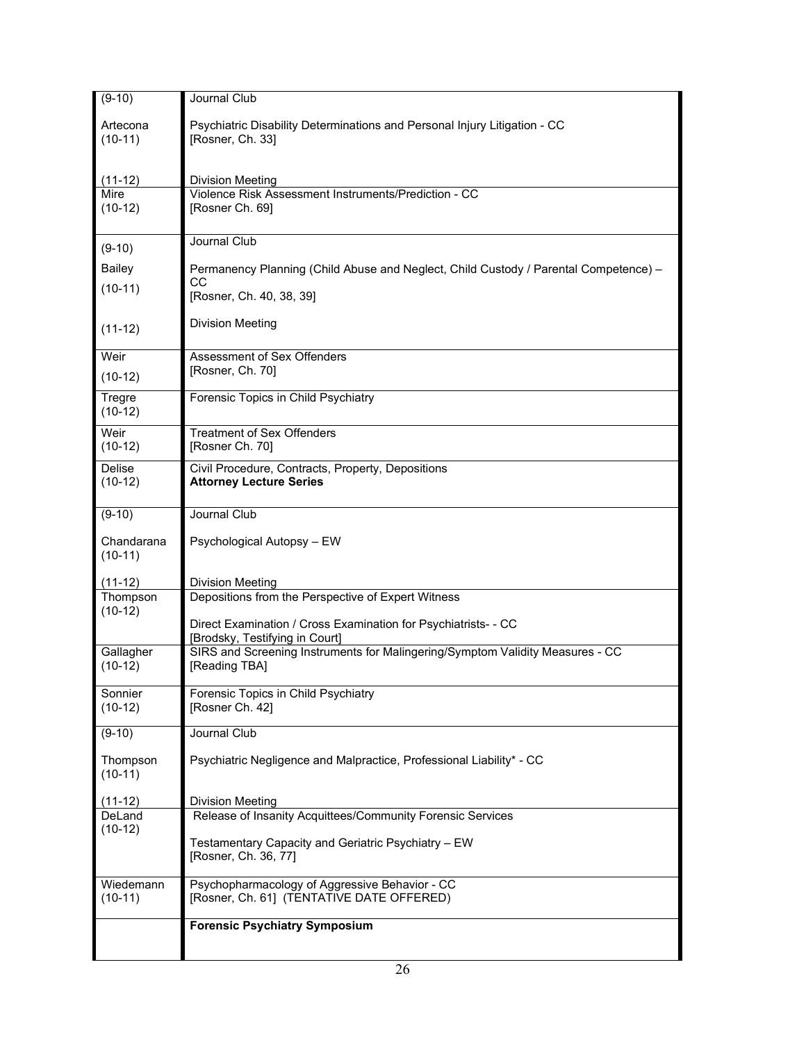| | |
|---|---|
| (9-10)<br><br>Artecona<br>(10-11)<br><br>(11-12) | Journal Club<br><br>Psychiatric Disability Determinations and Personal Injury Litigation - CC<br>[Rosner, Ch. 33]<br><br>Division Meeting |
| Mire<br>(10-12) | Violence Risk Assessment Instruments/Prediction - CC<br>[Rosner Ch. 69] |
| (9-10)<br><br>Bailey<br>(10-11)<br><br>(11-12) | Journal Club<br><br>Permanency Planning (Child Abuse and Neglect, Child Custody / Parental Competence) – CC<br>[Rosner, Ch. 40, 38, 39]<br><br>Division Meeting |
| Weir<br>(10-12) | Assessment of Sex Offenders<br>[Rosner, Ch. 70] |
| Tregre<br>(10-12) | Forensic Topics in Child Psychiatry |
| Weir<br>(10-12) | Treatment of Sex Offenders<br>[Rosner Ch. 70] |
| Delise<br>(10-12) | Civil Procedure, Contracts, Property, Depositions<br>**Attorney Lecture Series** |
| (9-10)<br><br>Chandarana<br>(10-11)<br><br>(11-12) | Journal Club<br><br>Psychological Autopsy – EW<br><br>Division Meeting |
| Thompson<br>(10-12) | Depositions from the Perspective of Expert Witness<br><br>Direct Examination / Cross Examination for Psychiatrists- - CC<br>[Brodsky, Testifying in Court] |
| Gallagher<br>(10-12) | SIRS and Screening Instruments for Malingering/Symptom Validity Measures - CC<br>[Reading TBA] |
| Sonnier<br>(10-12) | Forensic Topics in Child Psychiatry<br>[Rosner Ch. 42] |
| (9-10)<br><br>Thompson<br>(10-11)<br><br>(11-12) | Journal Club<br><br>Psychiatric Negligence and Malpractice, Professional Liability* - CC<br><br>Division Meeting |
| DeLand<br>(10-12) | Release of Insanity Acquittees/Community Forensic Services<br><br>Testamentary Capacity and Geriatric Psychiatry – EW<br>[Rosner, Ch. 36, 77] |
| Wiedemann<br>(10-11) | Psychopharmacology of Aggressive Behavior - CC<br>[Rosner, Ch. 61] (TENTATIVE DATE OFFERED) |
| | **Forensic Psychiatry Symposium** |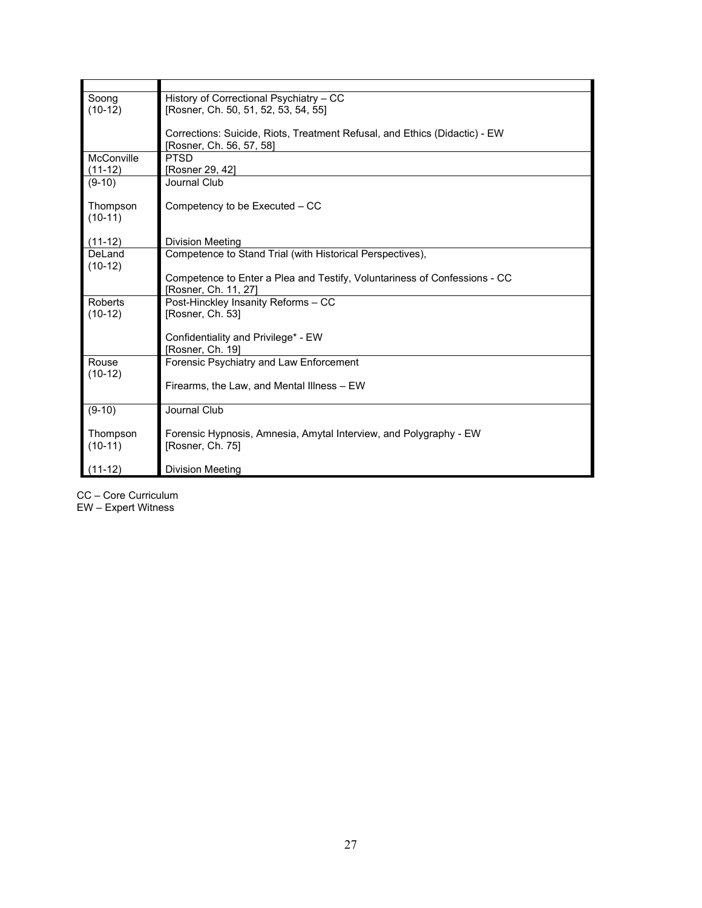| | |
|---|---|
| Soong<br>(10-12) | History of Correctional Psychiatry – CC<br>[Rosner, Ch. 50, 51, 52, 53, 54, 55]<br><br>Corrections: Suicide, Riots, Treatment Refusal, and Ethics (Didactic) - EW<br>[Rosner, Ch. 56, 57, 58] |
| McConville<br>(11-12) | PTSD<br>[Rosner 29, 42] |
| (9-10)<br><br>Thompson<br>(10-11)<br><br>(11-12) | Journal Club<br><br>Competency to be Executed – CC<br><br><br>Division Meeting |
| DeLand<br>(10-12) | Competence to Stand Trial (with Historical Perspectives),<br><br>Competence to Enter a Plea and Testify, Voluntariness of Confessions - CC<br>[Rosner, Ch. 11, 27] |
| Roberts<br>(10-12) | Post-Hinckley Insanity Reforms – CC<br>[Rosner, Ch. 53]<br><br>Confidentiality and Privilege* - EW<br>[Rosner, Ch. 19] |
| Rouse<br>(10-12) | Forensic Psychiatry and Law Enforcement<br><br>Firearms, the Law, and Mental Illness – EW |
| (9-10)<br><br>Thompson<br>(10-11)<br><br>(11-12) | Journal Club<br><br>Forensic Hypnosis, Amnesia, Amytal Interview, and Polygraphy - EW<br>[Rosner, Ch. 75]<br><br>Division Meeting |

CC – Core Curriculum
EW – Expert Witness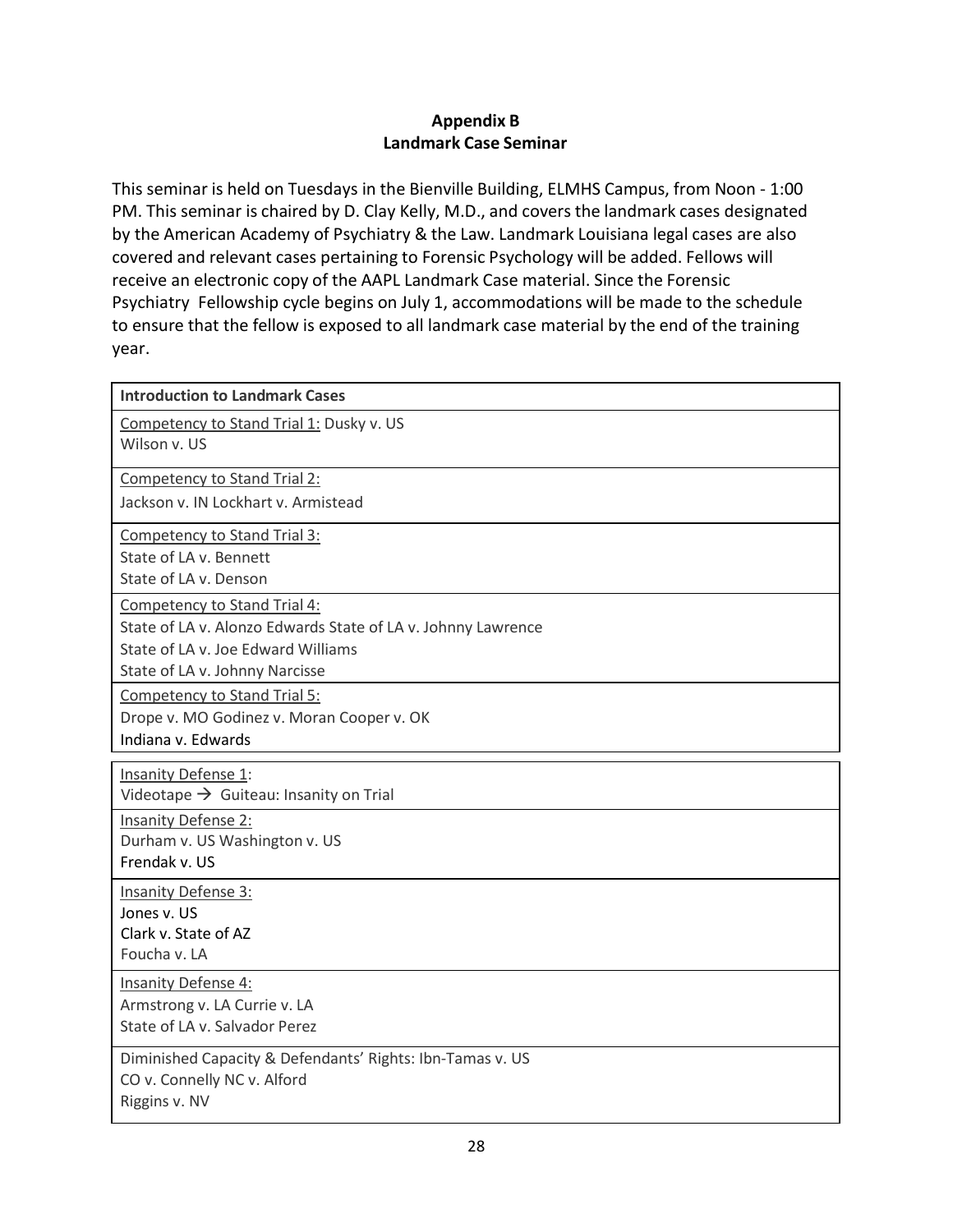**Appendix B**
**Landmark Case Seminar**

This seminar is held on Tuesdays in the Bienville Building, ELMHS Campus, from Noon - 1:00 PM. This seminar is chaired by D. Clay Kelly, M.D., and covers the landmark cases designated by the American Academy of Psychiatry & the Law. Landmark Louisiana legal cases are also covered and relevant cases pertaining to Forensic Psychology will be added. Fellows will receive an electronic copy of the AAPL Landmark Case material. Since the Forensic Psychiatry Fellowship cycle begins on July 1, accommodations will be made to the schedule to ensure that the fellow is exposed to all landmark case material by the end of the training year.

| **Introduction to Landmark Cases** |
|---|
| Competency to Stand Trial 1: Dusky v. US<br>Wilson v. US |
| Competency to Stand Trial 2:<br>Jackson v. IN Lockhart v. Armistead |
| Competency to Stand Trial 3:<br>State of LA v. Bennett<br>State of LA v. Denson |
| Competency to Stand Trial 4:<br>State of LA v. Alonzo Edwards State of LA v. Johnny Lawrence<br>State of LA v. Joe Edward Williams<br>State of LA v. Johnny Narcisse |
| Competency to Stand Trial 5:<br>Drope v. MO Godinez v. Moran Cooper v. OK<br>Indiana v. Edwards |

| Insanity Defense 1:<br>Videotape → Guiteau: Insanity on Trial |
|---|
| Insanity Defense 2:<br>Durham v. US Washington v. US<br>Frendak v. US |
| Insanity Defense 3:<br>Jones v. US<br>Clark v. State of AZ<br>Foucha v. LA |
| Insanity Defense 4:<br>Armstrong v. LA Currie v. LA<br>State of LA v. Salvador Perez |
| Diminished Capacity & Defendants' Rights: Ibn-Tamas v. US<br>CO v. Connelly NC v. Alford<br>Riggins v. NV |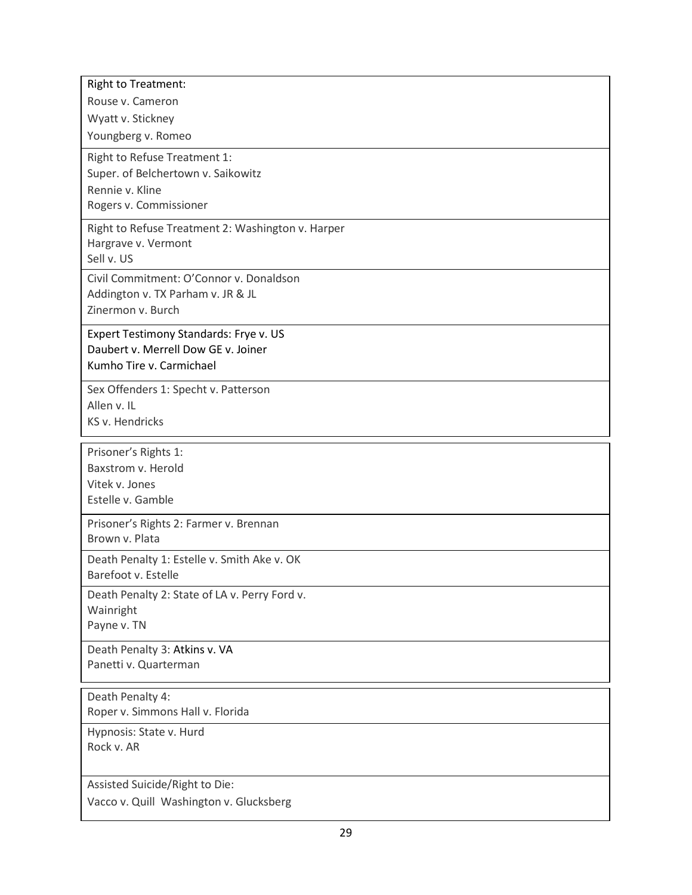| Right to Treatment:<br>Rouse v. Cameron<br>Wyatt v. Stickney<br>Youngberg v. Romeo |
|---|
| Right to Refuse Treatment 1:<br>Super. of Belchertown v. Saikowitz<br>Rennie v. Kline<br>Rogers v. Commissioner |
| Right to Refuse Treatment 2: Washington v. Harper<br>Hargrave v. Vermont<br>Sell v. US |
| Civil Commitment: O'Connor v. Donaldson<br>Addington v. TX Parham v. JR & JL<br>Zinermon v. Burch |
| Expert Testimony Standards: Frye v. US<br>Daubert v. Merrell Dow GE v. Joiner<br>Kumho Tire v. Carmichael |
| Sex Offenders 1: Specht v. Patterson<br>Allen v. IL<br>KS v. Hendricks |

| Prisoner's Rights 1:<br>Baxstrom v. Herold<br>Vitek v. Jones<br>Estelle v. Gamble |
|---|
| Prisoner's Rights 2: Farmer v. Brennan<br>Brown v. Plata |
| Death Penalty 1: Estelle v. Smith Ake v. OK<br>Barefoot v. Estelle |
| Death Penalty 2: State of LA v. Perry Ford v.<br>Wainright<br>Payne v. TN |
| Death Penalty 3: Atkins v. VA<br>Panetti v. Quarterman |

| Death Penalty 4:<br>Roper v. Simmons Hall v. Florida |
|---|
| Hypnosis: State v. Hurd<br>Rock v. AR |
| Assisted Suicide/Right to Die:<br>Vacco v. Quill Washington v. Glucksberg |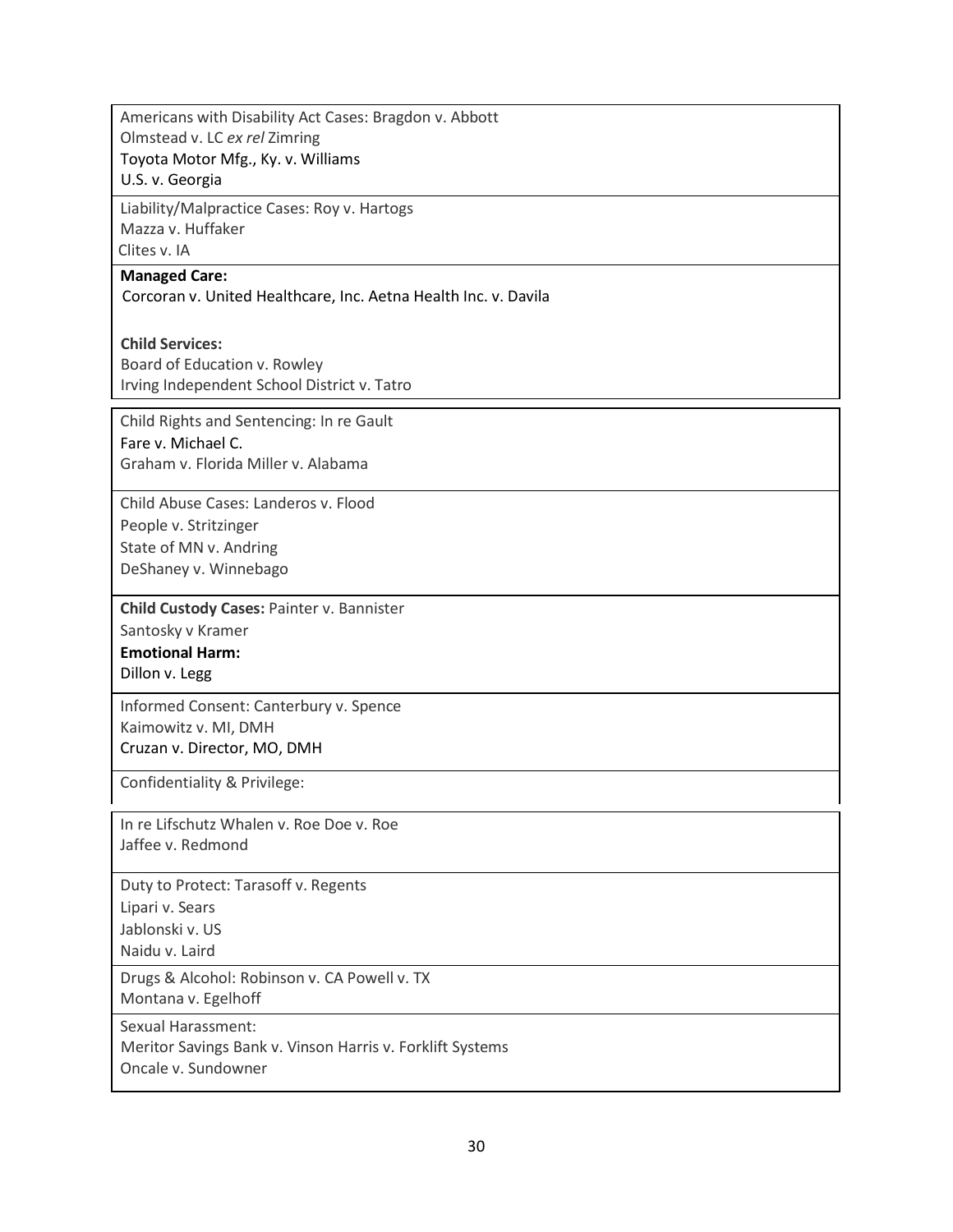Americans with Disability Act Cases: Bragdon v. Abbott
Olmstead v. LC *ex rel* Zimring
Toyota Motor Mfg., Ky. v. Williams
U.S. v. Georgia

Liability/Malpractice Cases: Roy v. Hartogs
Mazza v. Huffaker
Clites v. IA

**Managed Care:**
Corcoran v. United Healthcare, Inc. Aetna Health Inc. v. Davila

**Child Services:**
Board of Education v. Rowley
Irving Independent School District v. Tatro

Child Rights and Sentencing: In re Gault
Fare v. Michael C.
Graham v. Florida Miller v. Alabama

Child Abuse Cases: Landeros v. Flood
People v. Stritzinger
State of MN v. Andring
DeShaney v. Winnebago

**Child Custody Cases:** Painter v. Bannister
Santosky v Kramer
**Emotional Harm:**
Dillon v. Legg

Informed Consent: Canterbury v. Spence
Kaimowitz v. MI, DMH
Cruzan v. Director, MO, DMH

Confidentiality & Privilege:

In re Lifschutz Whalen v. Roe Doe v. Roe
Jaffee v. Redmond

Duty to Protect: Tarasoff v. Regents
Lipari v. Sears
Jablonski v. US
Naidu v. Laird

Drugs & Alcohol: Robinson v. CA Powell v. TX
Montana v. Egelhoff

Sexual Harassment:
Meritor Savings Bank v. Vinson Harris v. Forklift Systems
Oncale v. Sundowner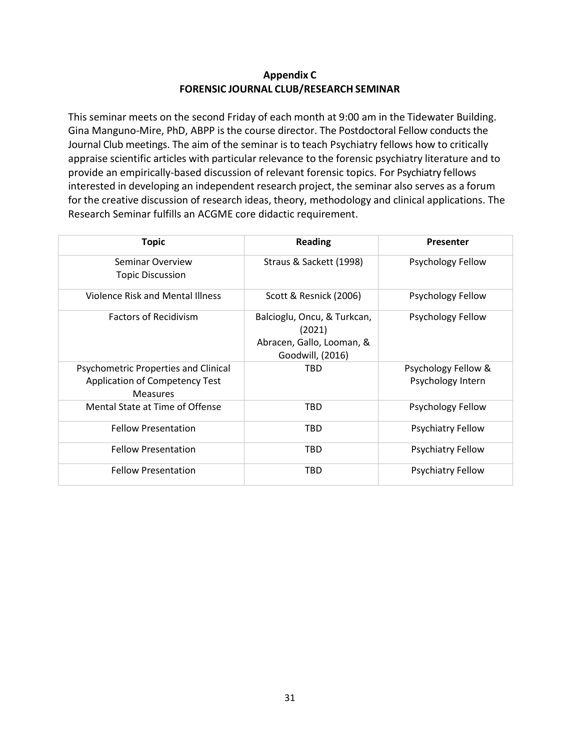## Appendix C
## FORENSIC JOURNAL CLUB/RESEARCH SEMINAR

This seminar meets on the second Friday of each month at 9:00 am in the Tidewater Building. Gina Manguno-Mire, PhD, ABPP is the course director. The Postdoctoral Fellow conducts the Journal Club meetings. The aim of the seminar is to teach Psychiatry fellows how to critically appraise scientific articles with particular relevance to the forensic psychiatry literature and to provide an empirically-based discussion of relevant forensic topics. For Psychiatry fellows interested in developing an independent research project, the seminar also serves as a forum for the creative discussion of research ideas, theory, methodology and clinical applications. The Research Seminar fulfills an ACGME core didactic requirement.

| Topic | Reading | Presenter |
|---|---|---|
| Seminar Overview<br>Topic Discussion | Straus & Sackett (1998) | Psychology Fellow |
| Violence Risk and Mental Illness | Scott & Resnick (2006) | Psychology Fellow |
| Factors of Recidivism | Balcioglu, Oncu, & Turkcan, (2021)<br>Abracen, Gallo, Looman, & Goodwill, (2016) | Psychology Fellow |
| Psychometric Properties and Clinical Application of Competency Test Measures | TBD | Psychology Fellow & Psychology Intern |
| Mental State at Time of Offense | TBD | Psychology Fellow |
| Fellow Presentation | TBD | Psychiatry Fellow |
| Fellow Presentation | TBD | Psychiatry Fellow |
| Fellow Presentation | TBD | Psychiatry Fellow |